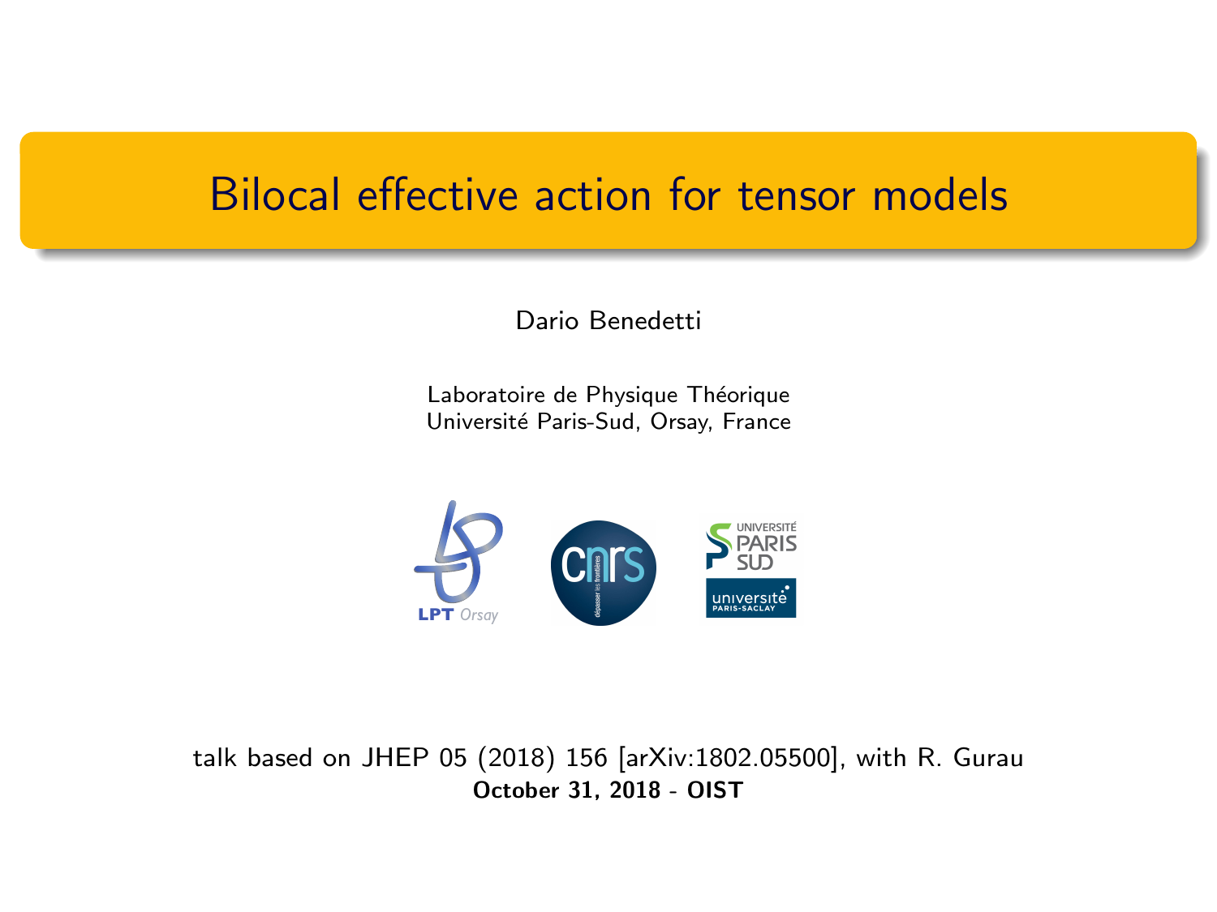# Bilocal effective action for tensor models

Dario Benedetti

Laboratoire de Physique Théorique
Université Paris-Sud, Orsay, France

talk based on JHEP 05 (2018) 156 [arXiv:1802.05500], with R. Gurau

**October 31, 2018 - OIST**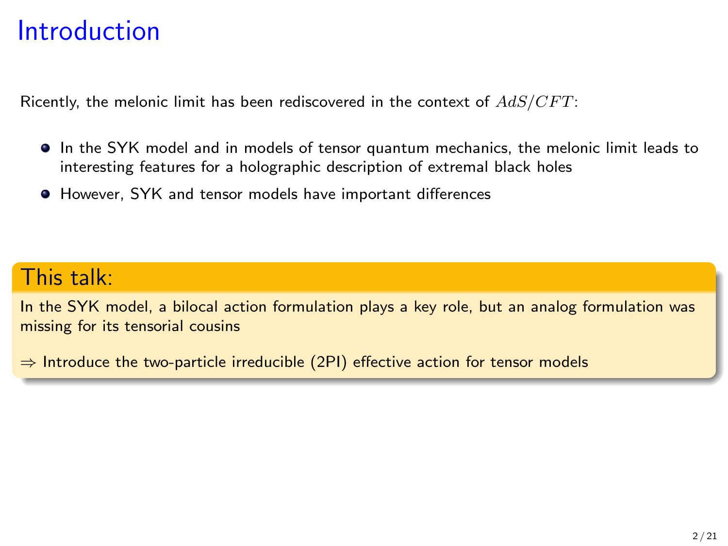# Introduction

Ricently, the melonic limit has been rediscovered in the context of $AdS/CFT$:

- In the SYK model and in models of tensor quantum mechanics, the melonic limit leads to interesting features for a holographic description of extremal black holes
- However, SYK and tensor models have important differences

## This talk:

In the SYK model, a bilocal action formulation plays a key role, but an analog formulation was missing for its tensorial cousins

$\Rightarrow$ Introduce the two-particle irreducible (2PI) effective action for tensor models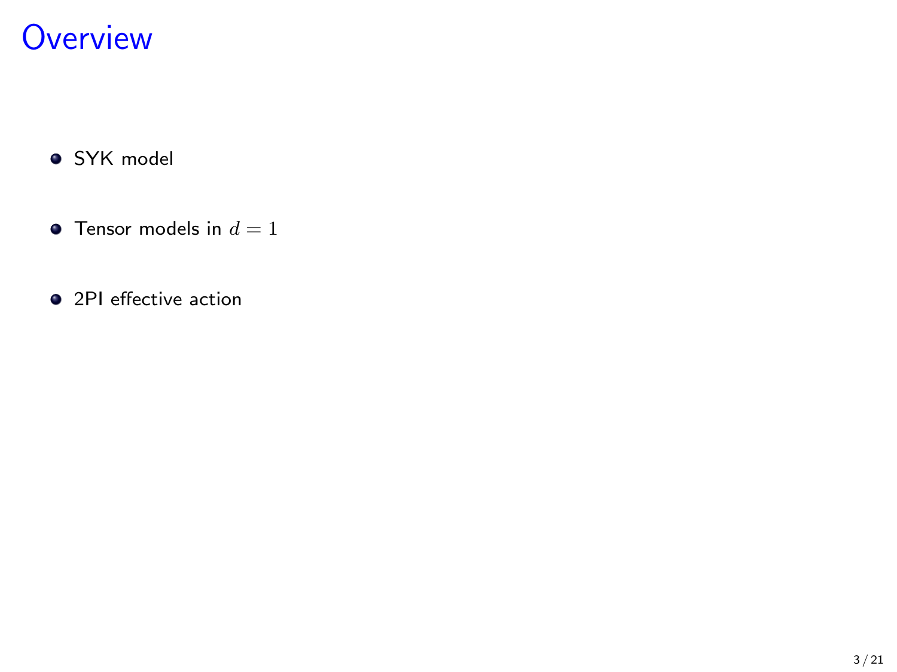# Overview

- SYK model
- Tensor models in $d = 1$
- 2PI effective action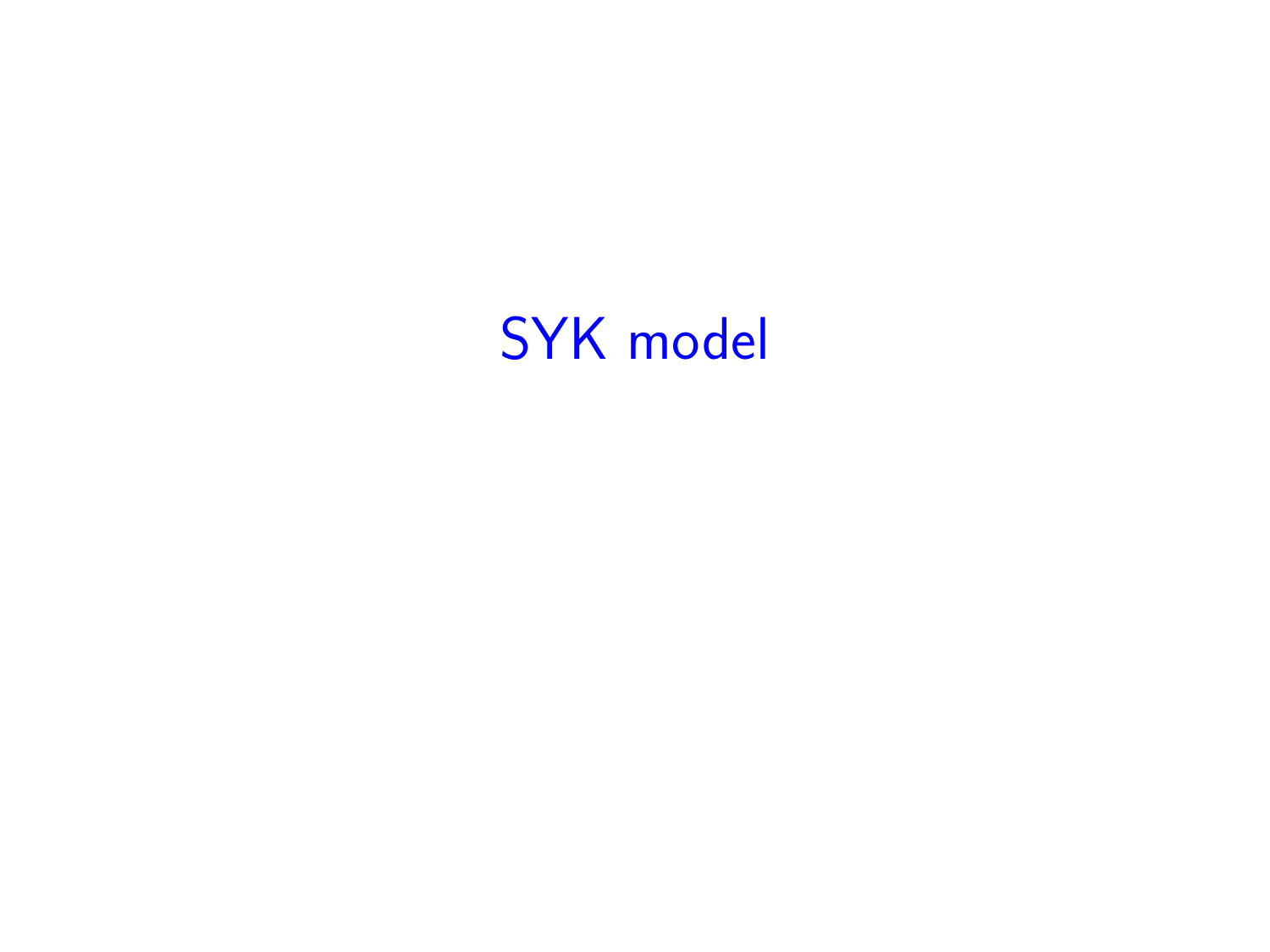# SYK model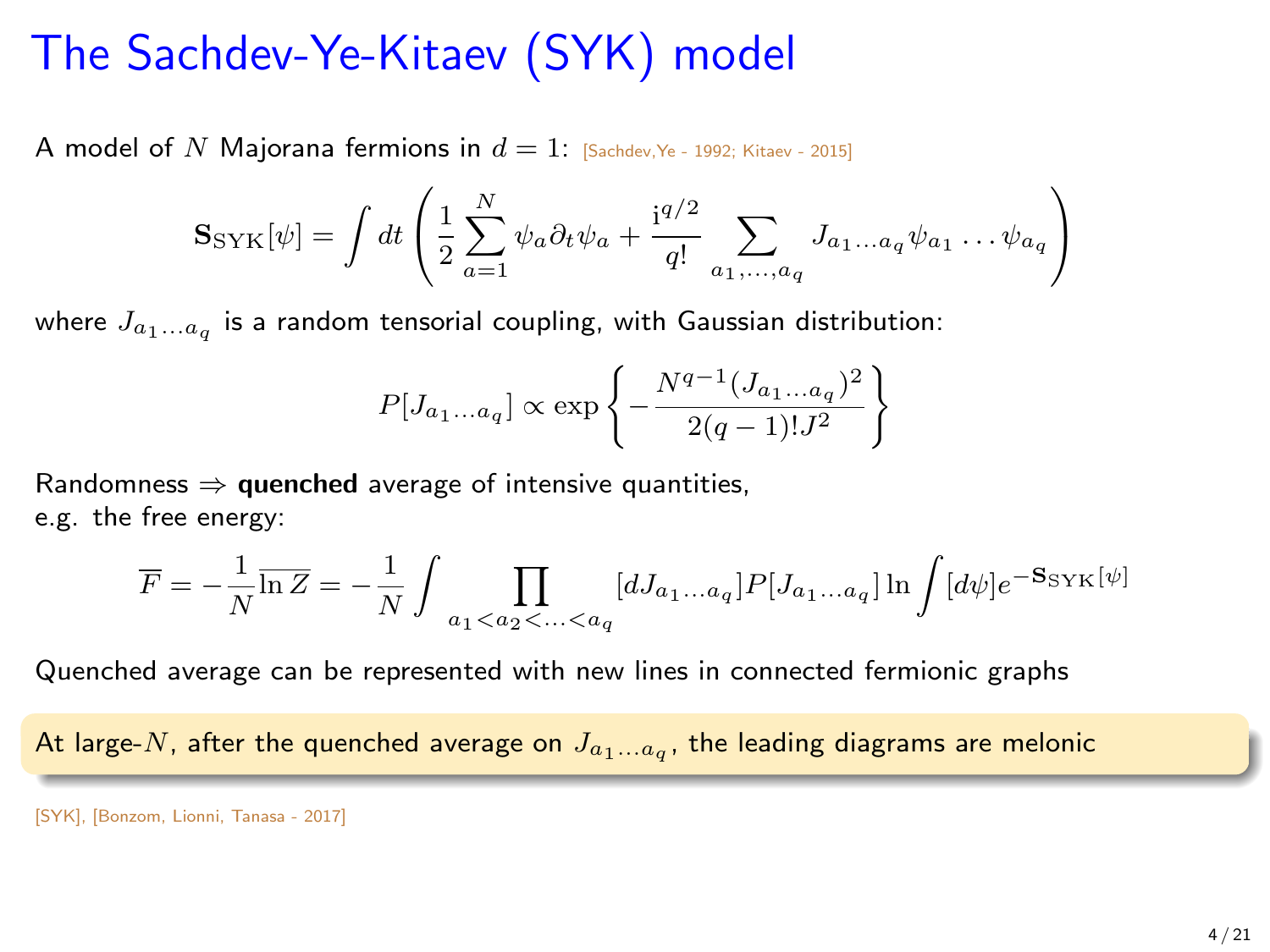# The Sachdev-Ye-Kitaev (SYK) model

A model of $N$ Majorana fermions in $d = 1$: [Sachdev,Ye - 1992; Kitaev - 2015]

$$\mathbf{S}_{\text{SYK}}[\psi] = \int dt \left( \frac{1}{2} \sum_{a=1}^{N} \psi_a \partial_t \psi_a + \frac{\mathrm{i}^{q/2}}{q!} \sum_{a_1,\ldots,a_q} J_{a_1\ldots a_q} \psi_{a_1} \ldots \psi_{a_q} \right)$$

where $J_{a_1\ldots a_q}$ is a random tensorial coupling, with Gaussian distribution:

$$P[J_{a_1\ldots a_q}] \propto \exp\left\{ -\frac{N^{q-1}(J_{a_1\ldots a_q})^2}{2(q-1)!J^2} \right\}$$

Randomness $\Rightarrow$ **quenched** average of intensive quantities, e.g. the free energy:

$$\overline{F} = -\frac{1}{N}\overline{\ln Z} = -\frac{1}{N} \int \prod_{a_1<a_2<\ldots<a_q} [dJ_{a_1\ldots a_q}] P[J_{a_1\ldots a_q}] \ln \int [d\psi] e^{-\mathbf{S}_{\text{SYK}}[\psi]}$$

Quenched average can be represented with new lines in connected fermionic graphs

At large-$N$, after the quenched average on $J_{a_1\ldots a_q}$, the leading diagrams are melonic

[SYK], [Bonzom, Lionni, Tanasa - 2017]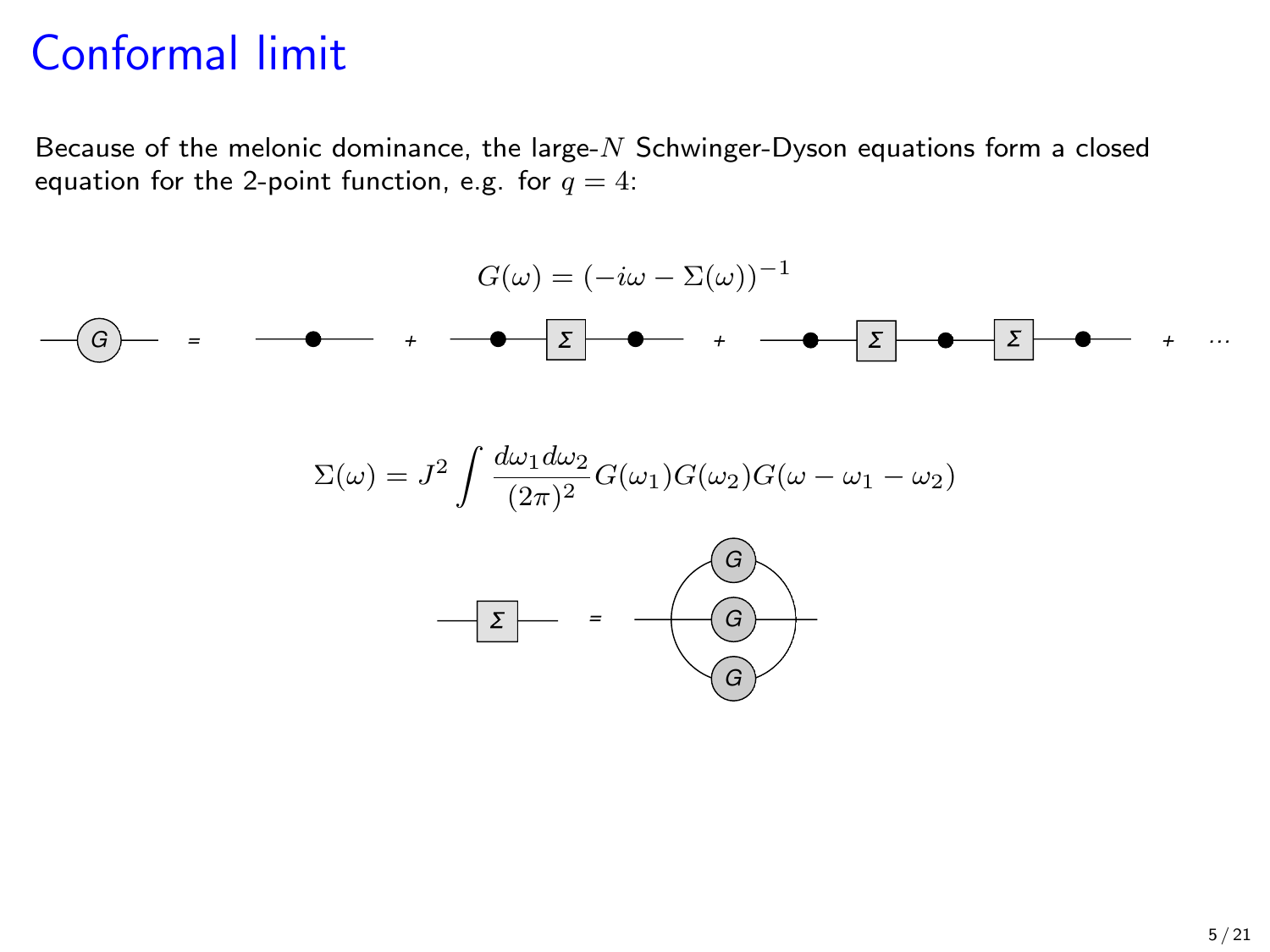# Conformal limit

Because of the melonic dominance, the large-$N$ Schwinger-Dyson equations form a closed equation for the 2-point function, e.g. for $q = 4$:

$$G(\omega) = (-i\omega - \Sigma(\omega))^{-1}$$

$$\Sigma(\omega) = J^2 \int \frac{d\omega_1 d\omega_2}{(2\pi)^2} G(\omega_1) G(\omega_2) G(\omega - \omega_1 - \omega_2)$$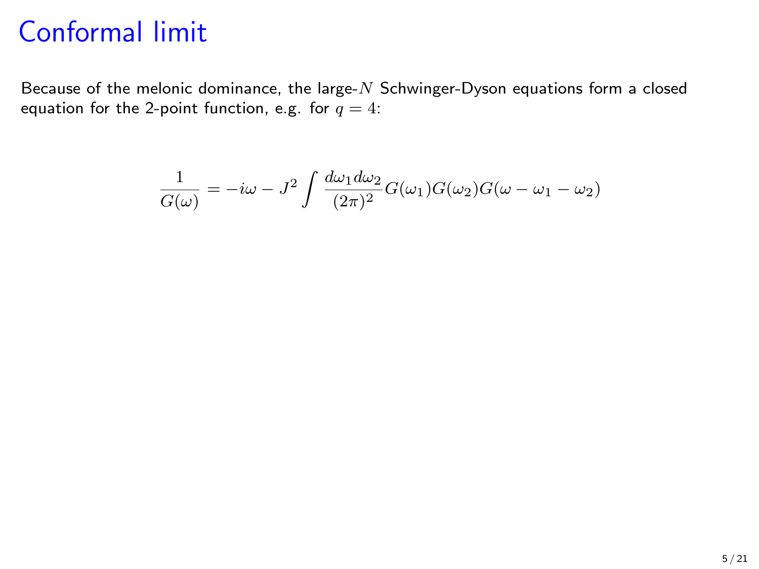# Conformal limit

Because of the melonic dominance, the large-$N$ Schwinger-Dyson equations form a closed equation for the 2-point function, e.g. for $q = 4$:

$$\frac{1}{G(\omega)} = -i\omega - J^2 \int \frac{d\omega_1 d\omega_2}{(2\pi)^2} G(\omega_1) G(\omega_2) G(\omega - \omega_1 - \omega_2)$$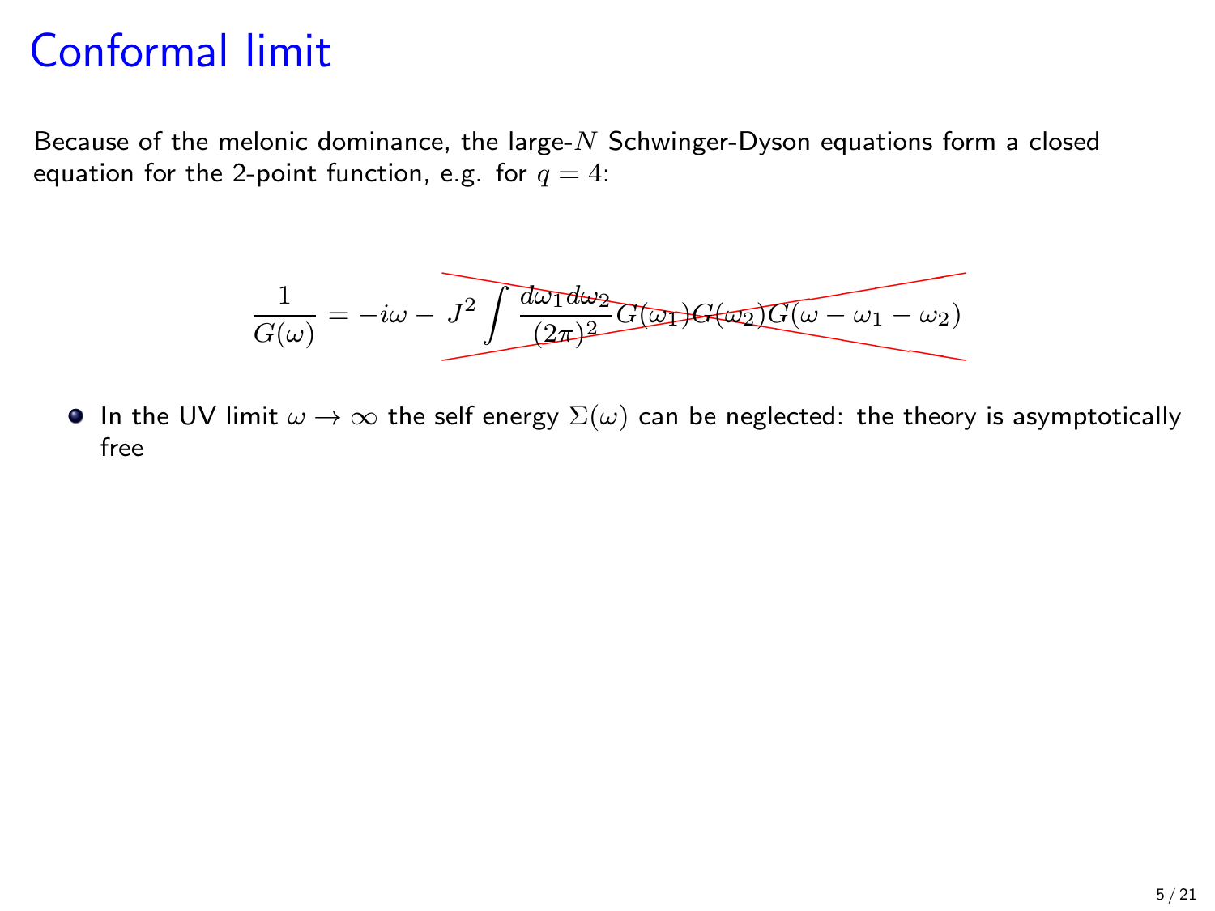# Conformal limit

Because of the melonic dominance, the large-$N$ Schwinger-Dyson equations form a closed equation for the 2-point function, e.g. for $q = 4$:

$$\frac{1}{G(\omega)} = -i\omega - J^2 \int \frac{d\omega_1 d\omega_2}{(2\pi)^2} G(\omega_1) G(\omega_2) G(\omega - \omega_1 - \omega_2)$$

- In the UV limit $\omega \to \infty$ the self energy $\Sigma(\omega)$ can be neglected: the theory is asymptotically free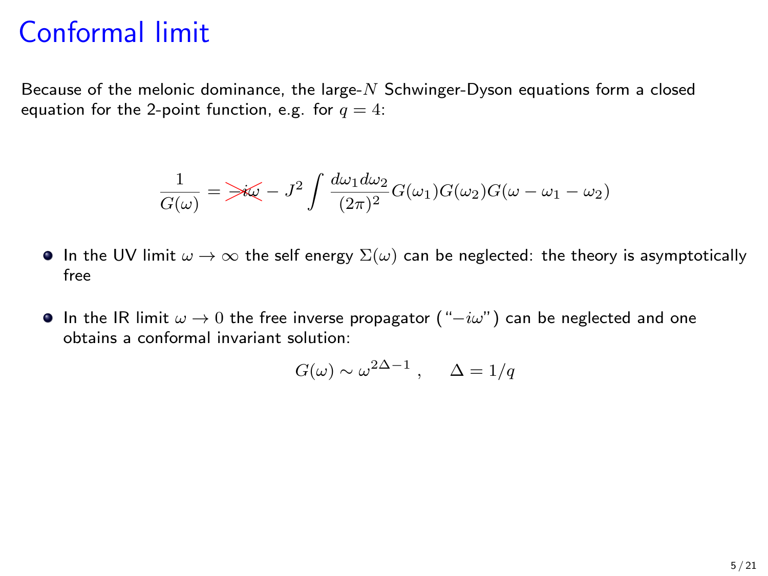# Conformal limit

Because of the melonic dominance, the large-$N$ Schwinger-Dyson equations form a closed equation for the 2-point function, e.g. for $q = 4$:

$$\frac{1}{G(\omega)} = \cancel{-i\omega} - J^2 \int \frac{d\omega_1 d\omega_2}{(2\pi)^2} G(\omega_1) G(\omega_2) G(\omega - \omega_1 - \omega_2)$$

- In the UV limit $\omega \to \infty$ the self energy $\Sigma(\omega)$ can be neglected: the theory is asymptotically free
- In the IR limit $\omega \to 0$ the free inverse propagator ("$-i\omega$") can be neglected and one obtains a conformal invariant solution:

$$G(\omega) \sim \omega^{2\Delta - 1} \ , \qquad \Delta = 1/q$$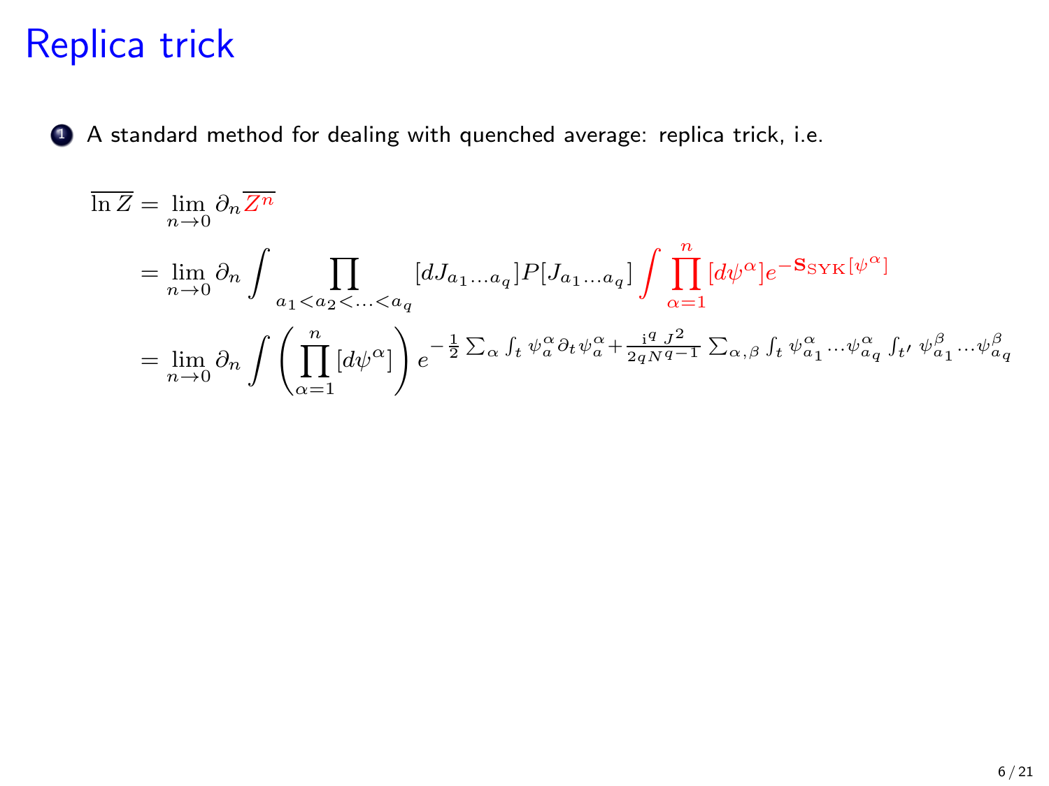# Replica trick

1. A standard method for dealing with quenched average: replica trick, i.e.

$$
\begin{aligned}
\overline{\ln Z} &= \lim_{n\to 0} \partial_n \overline{Z^n} \\
&= \lim_{n\to 0} \partial_n \int \prod_{a_1<a_2<\ldots<a_q} [dJ_{a_1\ldots a_q}] P[J_{a_1\ldots a_q}] \int \prod_{\alpha=1}^{n} [d\psi^\alpha] e^{-\mathbf{S}_{\mathrm{SYK}}[\psi^\alpha]} \\
&= \lim_{n\to 0} \partial_n \int \left( \prod_{\alpha=1}^{n} [d\psi^\alpha] \right) e^{-\frac{1}{2}\sum_\alpha \int_t \psi_a^\alpha \partial_t \psi_a^\alpha + \frac{\mathrm{i}^q J^2}{2qN^{q-1}} \sum_{\alpha,\beta} \int_t \psi_{a_1}^\alpha \ldots \psi_{a_q}^\alpha \int_{t'} \psi_{a_1}^\beta \ldots \psi_{a_q}^\beta}
\end{aligned}
$$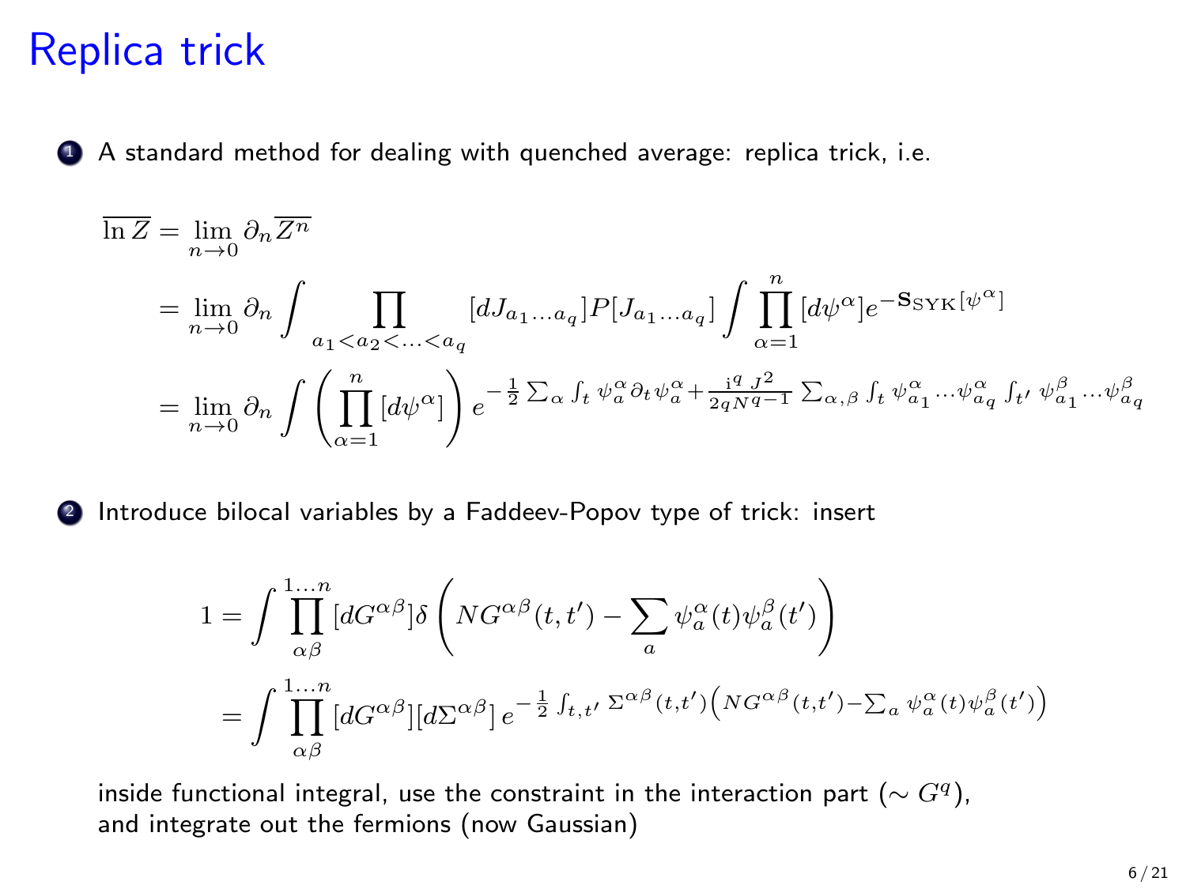# Replica trick

1. A standard method for dealing with quenched average: replica trick, i.e.

$$
\begin{aligned}
\overline{\ln Z} &= \lim_{n\to 0} \partial_n \overline{Z^n} \\
&= \lim_{n\to 0} \partial_n \int \prod_{a_1<a_2<\ldots<a_q} [dJ_{a_1\ldots a_q}] P[J_{a_1\ldots a_q}] \int \prod_{\alpha=1}^{n} [d\psi^\alpha] e^{-\mathbf{S}_{\mathrm{SYK}}[\psi^\alpha]} \\
&= \lim_{n\to 0} \partial_n \int \left( \prod_{\alpha=1}^{n} [d\psi^\alpha] \right) e^{-\frac{1}{2}\sum_\alpha \int_t \psi_a^\alpha \partial_t \psi_a^\alpha + \frac{\mathrm{i}^q J^2}{2qN^{q-1}} \sum_{\alpha,\beta} \int_t \psi_{a_1}^\alpha \ldots \psi_{a_q}^\alpha \int_{t'} \psi_{a_1}^\beta \ldots \psi_{a_q}^\beta}
\end{aligned}
$$

2. Introduce bilocal variables by a Faddeev-Popov type of trick: insert

$$
\begin{aligned}
1 &= \int \prod_{\alpha\beta}^{1\ldots n} [dG^{\alpha\beta}] \delta\left( NG^{\alpha\beta}(t,t') - \sum_a \psi_a^\alpha(t)\psi_a^\beta(t') \right) \\
&= \int \prod_{\alpha\beta}^{1\ldots n} [dG^{\alpha\beta}][d\Sigma^{\alpha\beta}]\, e^{-\frac{1}{2}\int_{t,t'} \Sigma^{\alpha\beta}(t,t')\left( NG^{\alpha\beta}(t,t') - \sum_a \psi_a^\alpha(t)\psi_a^\beta(t') \right)}
\end{aligned}
$$

inside functional integral, use the constraint in the interaction part ($\sim G^q$), and integrate out the fermions (now Gaussian)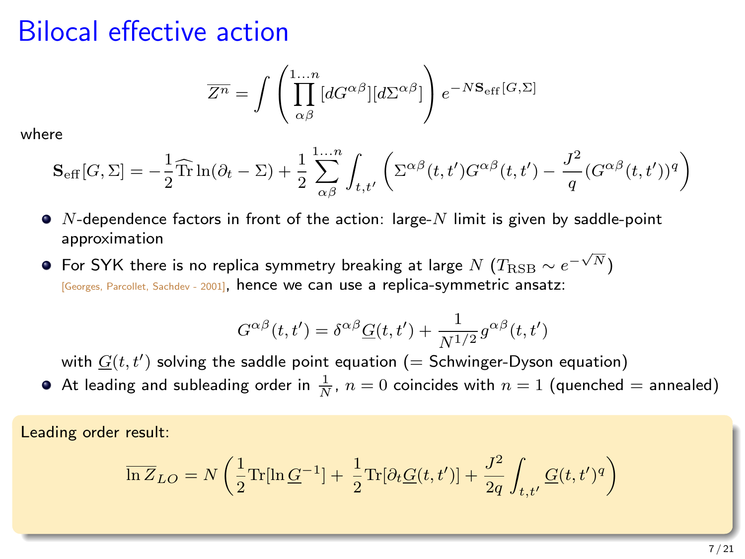# Bilocal effective action

$$\overline{Z^n} = \int \left( \prod_{\alpha\beta}^{1\ldots n} [dG^{\alpha\beta}][d\Sigma^{\alpha\beta}] \right) e^{-N\mathbf{S}_{\text{eff}}[G,\Sigma]}$$

where

$$\mathbf{S}_{\text{eff}}[G,\Sigma] = -\frac{1}{2}\widehat{\text{Tr}}\ln(\partial_t - \Sigma) + \frac{1}{2}\sum_{\alpha\beta}^{1\ldots n}\int_{t,t'}\left(\Sigma^{\alpha\beta}(t,t')G^{\alpha\beta}(t,t') - \frac{J^2}{q}(G^{\alpha\beta}(t,t'))^q\right)$$

- $N$-dependence factors in front of the action: large-$N$ limit is given by saddle-point approximation
- For SYK there is no replica symmetry breaking at large $N$ ($T_{\text{RSB}} \sim e^{-\sqrt{N}}$) [Georges, Parcollet, Sachdev - 2001], hence we can use a replica-symmetric ansatz:

$$G^{\alpha\beta}(t,t') = \delta^{\alpha\beta}\underline{G}(t,t') + \frac{1}{N^{1/2}}g^{\alpha\beta}(t,t')$$

  with $\underline{G}(t,t')$ solving the saddle point equation (= Schwinger-Dyson equation)
- At leading and subleading order in $\frac{1}{N}$, $n = 0$ coincides with $n = 1$ (quenched = annealed)

Leading order result:

$$\overline{\ln Z}_{LO} = N\left(\frac{1}{2}\text{Tr}[\ln\underline{G}^{-1}] + \frac{1}{2}\text{Tr}[\partial_t\underline{G}(t,t')] + \frac{J^2}{2q}\int_{t,t'}\underline{G}(t,t')^q\right)$$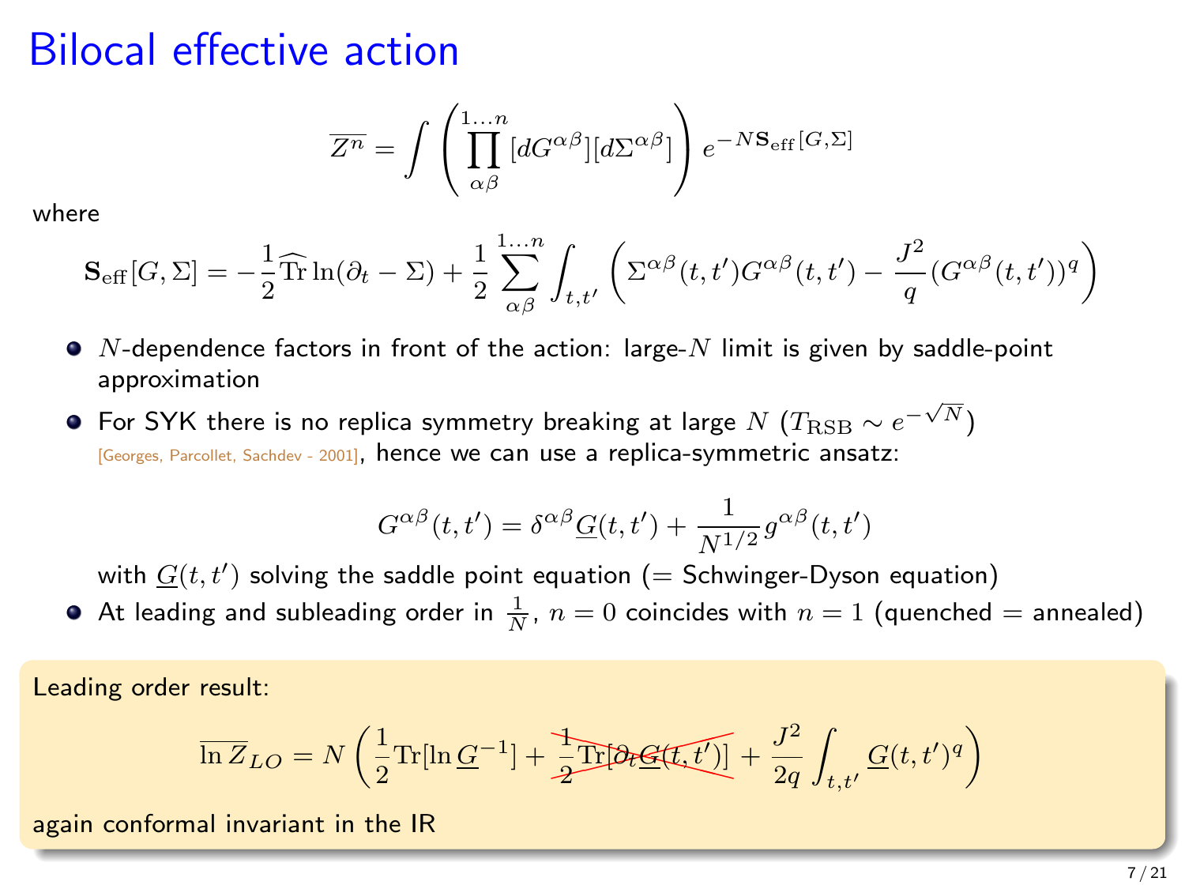# Bilocal effective action

$$\overline{Z^n} = \int \left( \prod_{\alpha\beta}^{1\ldots n} [dG^{\alpha\beta}][d\Sigma^{\alpha\beta}] \right) e^{-N \mathbf{S}_{\text{eff}}[G,\Sigma]}$$

where

$$\mathbf{S}_{\text{eff}}[G,\Sigma] = -\frac{1}{2} \widehat{\text{Tr}} \ln(\partial_t - \Sigma) + \frac{1}{2} \sum_{\alpha\beta}^{1\ldots n} \int_{t,t'} \left( \Sigma^{\alpha\beta}(t,t') G^{\alpha\beta}(t,t') - \frac{J^2}{q} (G^{\alpha\beta}(t,t'))^q \right)$$

- $N$-dependence factors in front of the action: large-$N$ limit is given by saddle-point approximation
- For SYK there is no replica symmetry breaking at large $N$ ($T_{\text{RSB}} \sim e^{-\sqrt{N}}$) [Georges, Parcollet, Sachdev - 2001], hence we can use a replica-symmetric ansatz:

$$G^{\alpha\beta}(t,t') = \delta^{\alpha\beta} \underline{G}(t,t') + \frac{1}{N^{1/2}} g^{\alpha\beta}(t,t')$$

  with $\underline{G}(t,t')$ solving the saddle point equation (= Schwinger-Dyson equation)
- At leading and subleading order in $\frac{1}{N}$, $n=0$ coincides with $n=1$ (quenched = annealed)

Leading order result:

$$\overline{\ln Z}_{LO} = N \left( \frac{1}{2} \text{Tr}[\ln \underline{G}^{-1}] + \cancel{\frac{1}{2} \text{Tr}[\partial_t \underline{G}(t,t')]} + \frac{J^2}{2q} \int_{t,t'} \underline{G}(t,t')^q \right)$$

again conformal invariant in the IR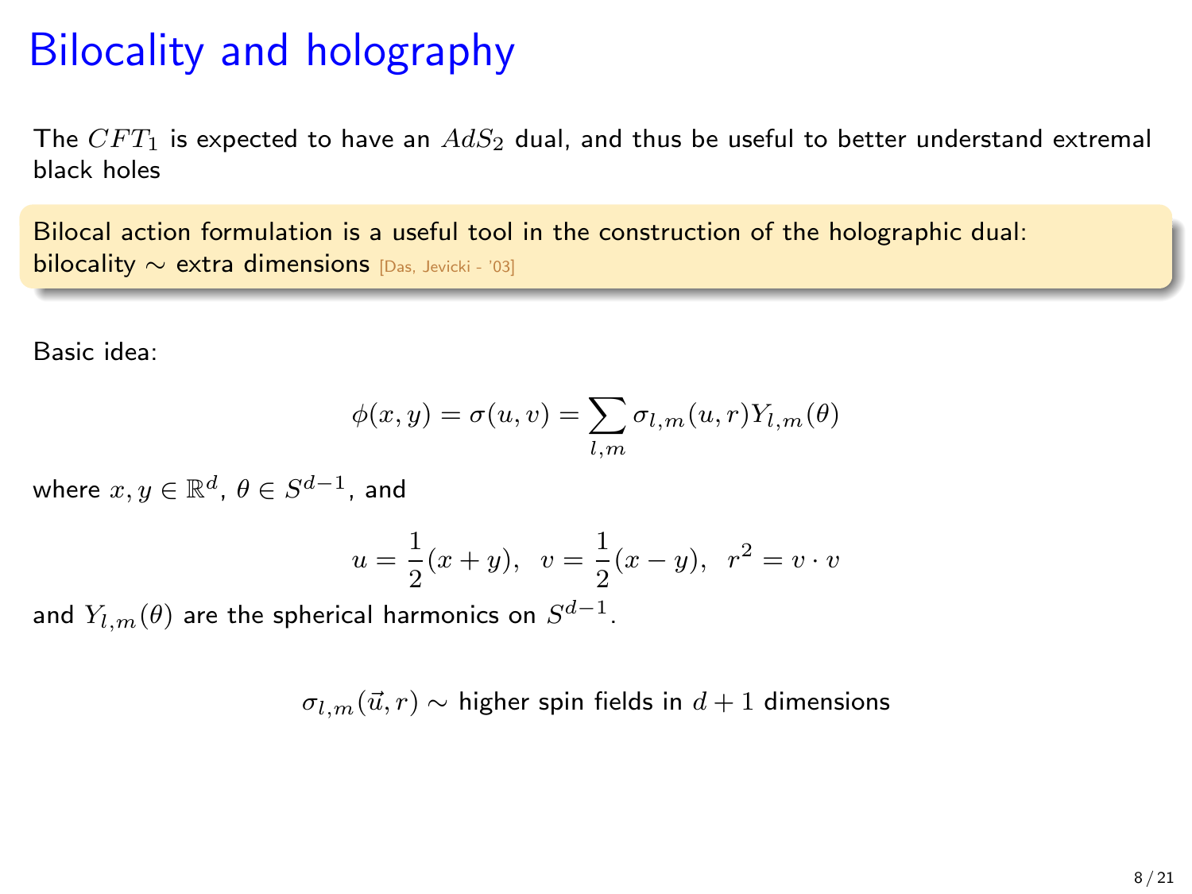# Bilocality and holography

The $CFT_1$ is expected to have an $AdS_2$ dual, and thus be useful to better understand extremal black holes

Bilocal action formulation is a useful tool in the construction of the holographic dual: bilocality $\sim$ extra dimensions [Das, Jevicki - '03]

Basic idea:

$$\phi(x,y) = \sigma(u,v) = \sum_{l,m} \sigma_{l,m}(u,r) Y_{l,m}(\theta)$$

where $x, y \in \mathbb{R}^d$, $\theta \in S^{d-1}$, and

$$u = \frac{1}{2}(x+y), \ \ v = \frac{1}{2}(x-y), \ \ r^2 = v \cdot v$$

and $Y_{l,m}(\theta)$ are the spherical harmonics on $S^{d-1}$.

$\sigma_{l,m}(\vec{u}, r) \sim$ higher spin fields in $d+1$ dimensions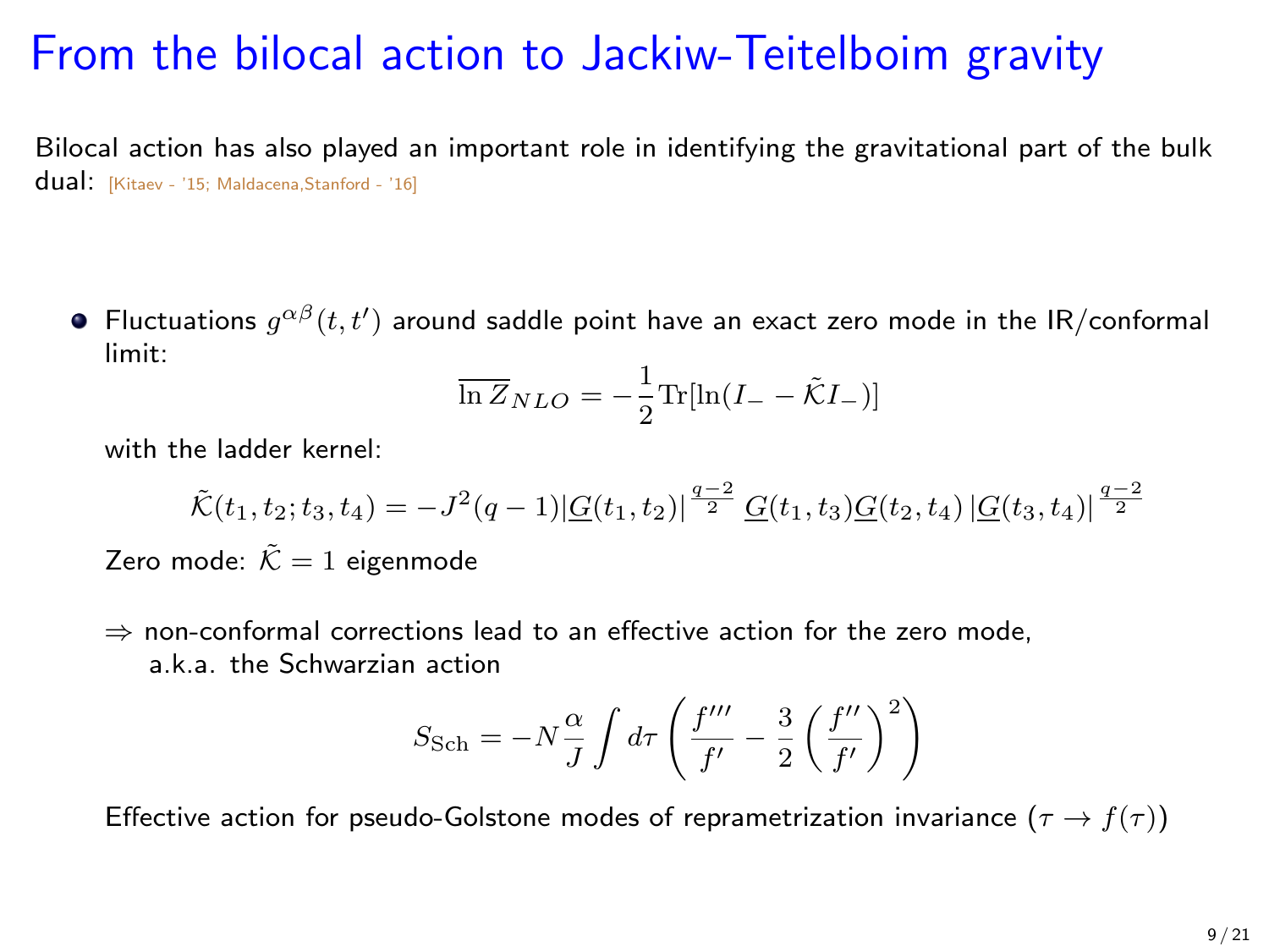# From the bilocal action to Jackiw-Teitelboim gravity

Bilocal action has also played an important role in identifying the gravitational part of the bulk dual: [Kitaev - '15; Maldacena,Stanford - '16]

- Fluctuations $g^{\alpha\beta}(t,t')$ around saddle point have an exact zero mode in the IR/conformal limit:

  $$\overline{\ln Z}_{NLO} = -\frac{1}{2}\mathrm{Tr}[\ln(I_{-} - \tilde{\mathcal{K}} I_{-})]$$

  with the ladder kernel:

  $$\tilde{\mathcal{K}}(t_1,t_2;t_3,t_4) = -J^2(q-1)|\underline{G}(t_1,t_2)|^{\frac{q-2}{2}}\, \underline{G}(t_1,t_3)\underline{G}(t_2,t_4)\, |\underline{G}(t_3,t_4)|^{\frac{q-2}{2}}$$

  Zero mode: $\tilde{\mathcal{K}} = 1$ eigenmode

  $\Rightarrow$ non-conformal corrections lead to an effective action for the zero mode, a.k.a. the Schwarzian action

  $$S_{\mathrm{Sch}} = -N\frac{\alpha}{J}\int d\tau \left(\frac{f'''}{f'} - \frac{3}{2}\left(\frac{f''}{f'}\right)^2\right)$$

  Effective action for pseudo-Golstone modes of reprametrization invariance ($\tau \to f(\tau)$)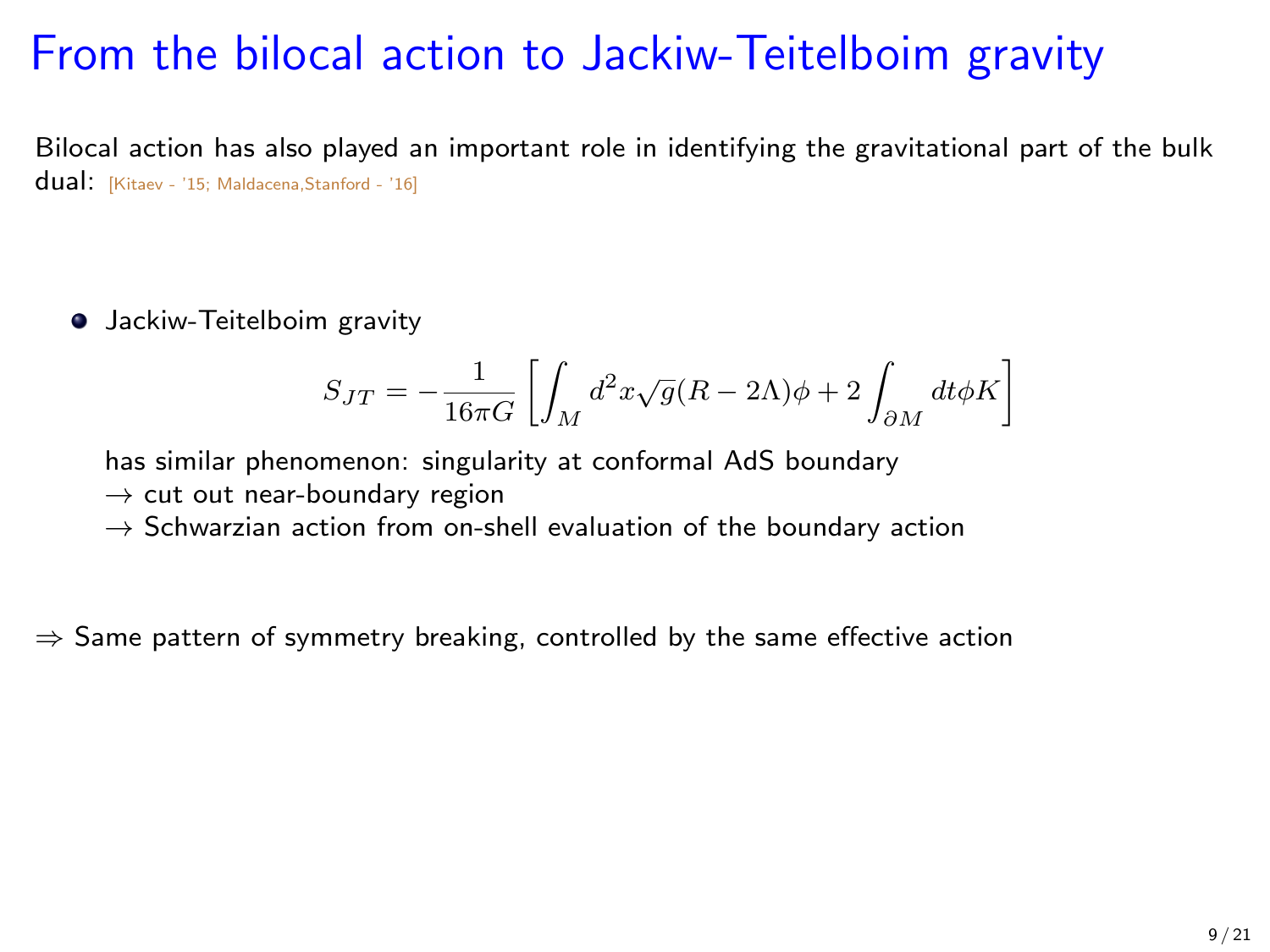# From the bilocal action to Jackiw-Teitelboim gravity

Bilocal action has also played an important role in identifying the gravitational part of the bulk dual: [Kitaev - '15; Maldacena,Stanford - '16]

- Jackiw-Teitelboim gravity

$$S_{JT} = -\frac{1}{16\pi G}\left[\int_M d^2x\sqrt{g}(R-2\Lambda)\phi + 2\int_{\partial M} dt\phi K\right]$$

  has similar phenomenon: singularity at conformal AdS boundary
  → cut out near-boundary region
  → Schwarzian action from on-shell evaluation of the boundary action

⇒ Same pattern of symmetry breaking, controlled by the same effective action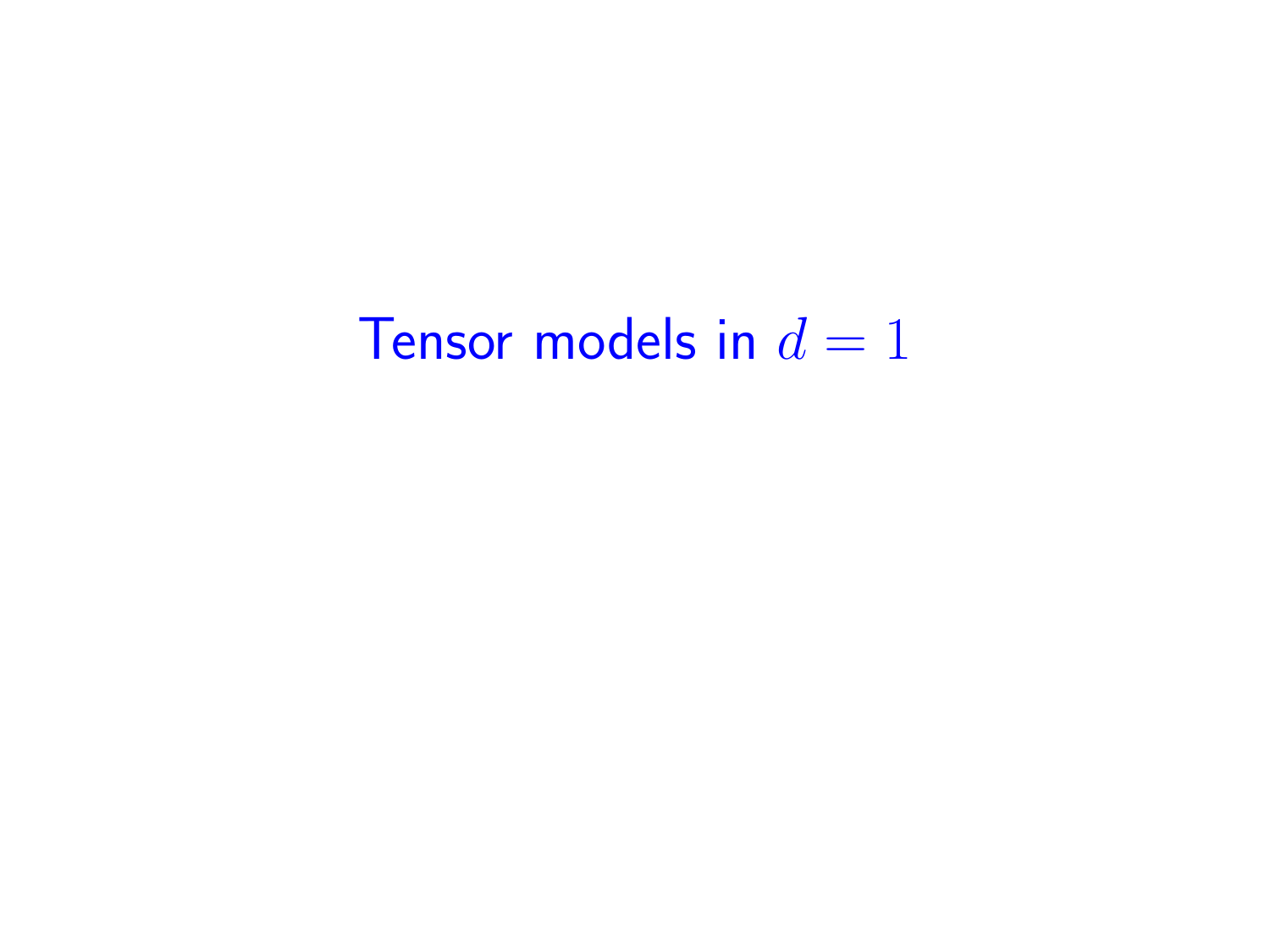# Tensor models in $d = 1$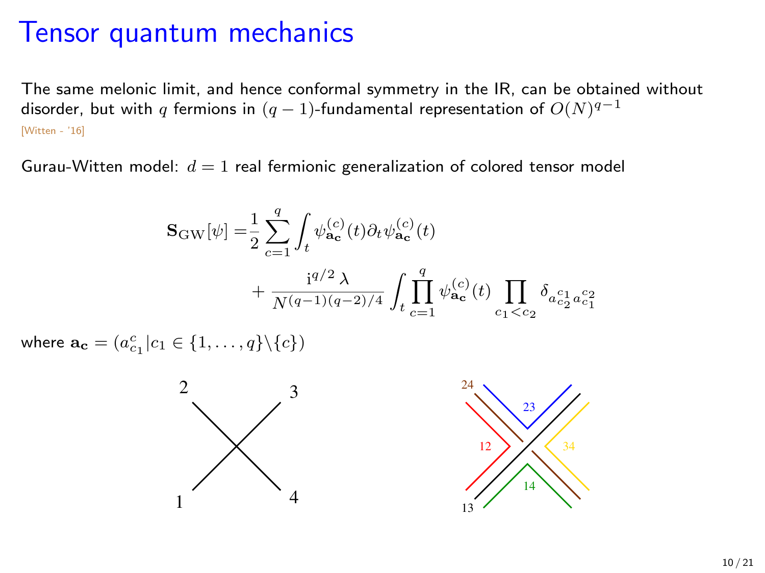# Tensor quantum mechanics

The same melonic limit, and hence conformal symmetry in the IR, can be obtained without disorder, but with $q$ fermions in $(q-1)$-fundamental representation of $O(N)^{q-1}$

[Witten - '16]

Gurau-Witten model: $d=1$ real fermionic generalization of colored tensor model

$$
\begin{aligned}
\mathbf{S}_{\mathrm{GW}}[\psi] =& \frac{1}{2}\sum_{c=1}^{q}\int_t \psi^{(c)}_{\mathbf{a_c}}(t)\partial_t\psi^{(c)}_{\mathbf{a_c}}(t) \\
&+ \frac{\mathrm{i}^{q/2}\,\lambda}{N^{(q-1)(q-2)/4}}\int_t \prod_{c=1}^{q}\psi^{(c)}_{\mathbf{a_c}}(t)\prod_{c_1<c_2}\delta_{a^{c_1}_{c_2}a^{c_2}_{c_1}}
\end{aligned}
$$

where $\mathbf{a_c} = (a^c_{c_1} | c_1 \in \{1,\ldots,q\}\backslash\{c\})$

2 3

1 4

24 23

12 34

13 14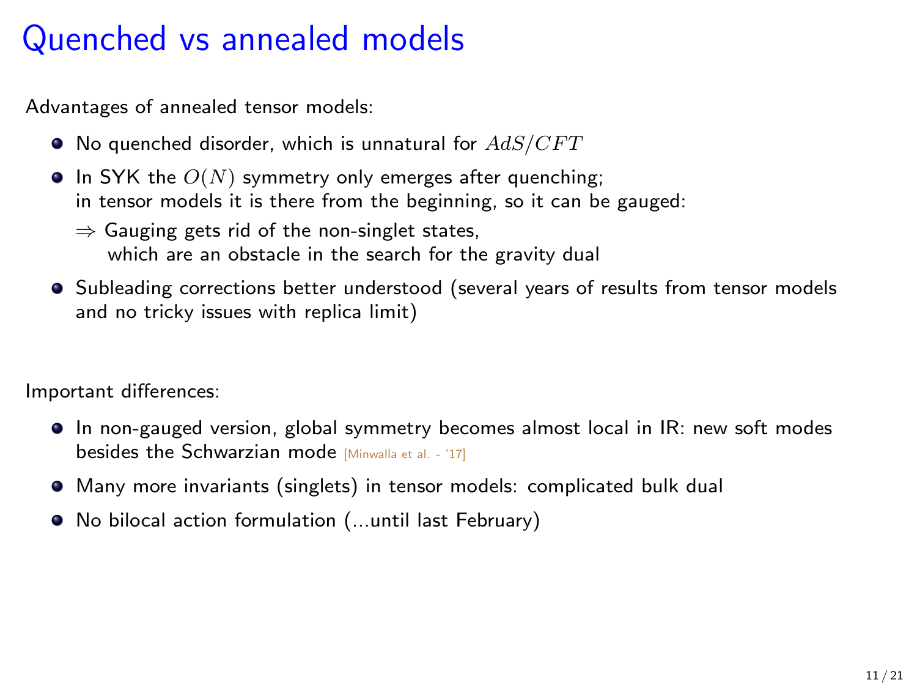# Quenched vs annealed models

Advantages of annealed tensor models:

- No quenched disorder, which is unnatural for $AdS/CFT$
- In SYK the $O(N)$ symmetry only emerges after quenching; in tensor models it is there from the beginning, so it can be gauged:
  - $\Rightarrow$ Gauging gets rid of the non-singlet states, which are an obstacle in the search for the gravity dual
- Subleading corrections better understood (several years of results from tensor models and no tricky issues with replica limit)

Important differences:

- In non-gauged version, global symmetry becomes almost local in IR: new soft modes besides the Schwarzian mode [Minwalla et al. - '17]
- Many more invariants (singlets) in tensor models: complicated bulk dual
- No bilocal action formulation (...until last February)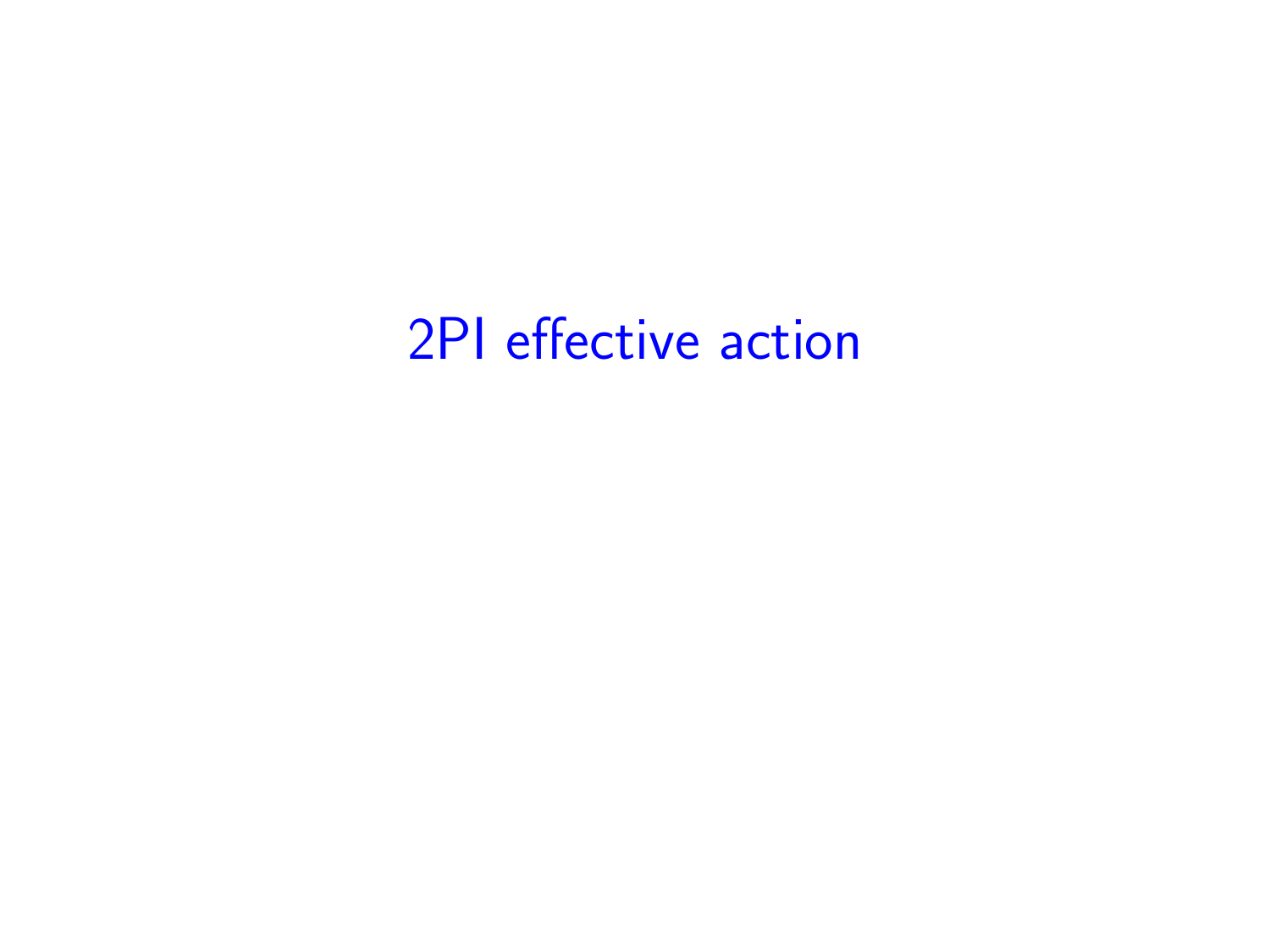# 2PI effective action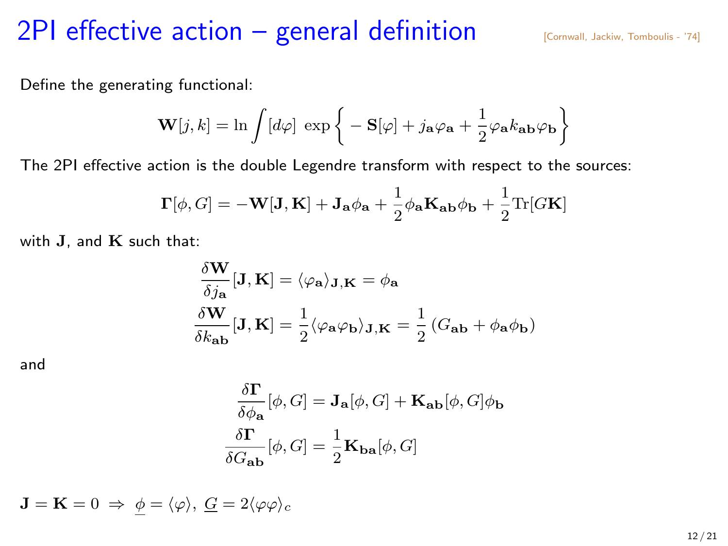# 2PI effective action – general definition

[Cornwall, Jackiw, Tomboulis - '74]

Define the generating functional:

$$\mathbf{W}[j,k] = \ln \int [d\varphi]\ \exp\left\{ -\mathbf{S}[\varphi] + j_{\mathbf{a}}\varphi_{\mathbf{a}} + \frac{1}{2}\varphi_{\mathbf{a}} k_{\mathbf{ab}} \varphi_{\mathbf{b}} \right\}$$

The 2PI effective action is the double Legendre transform with respect to the sources:

$$\mathbf{\Gamma}[\phi, G] = -\mathbf{W}[\mathbf{J},\mathbf{K}] + \mathbf{J}_{\mathbf{a}}\phi_{\mathbf{a}} + \frac{1}{2}\phi_{\mathbf{a}}\mathbf{K}_{\mathbf{ab}}\phi_{\mathbf{b}} + \frac{1}{2}\mathrm{Tr}[G\mathbf{K}]$$

with $\mathbf{J}$, and $\mathbf{K}$ such that:

$$\frac{\delta \mathbf{W}}{\delta j_{\mathbf{a}}}[\mathbf{J},\mathbf{K}] = \langle \varphi_{\mathbf{a}} \rangle_{\mathbf{J},\mathbf{K}} = \phi_{\mathbf{a}}$$

$$\frac{\delta \mathbf{W}}{\delta k_{\mathbf{ab}}}[\mathbf{J},\mathbf{K}] = \frac{1}{2}\langle \varphi_{\mathbf{a}}\varphi_{\mathbf{b}} \rangle_{\mathbf{J},\mathbf{K}} = \frac{1}{2}\left(G_{\mathbf{ab}} + \phi_{\mathbf{a}}\phi_{\mathbf{b}}\right)$$

and

$$\frac{\delta \mathbf{\Gamma}}{\delta \phi_{\mathbf{a}}}[\phi, G] = \mathbf{J}_{\mathbf{a}}[\phi, G] + \mathbf{K}_{\mathbf{ab}}[\phi, G]\phi_{\mathbf{b}}$$

$$\frac{\delta \mathbf{\Gamma}}{\delta G_{\mathbf{ab}}}[\phi, G] = \frac{1}{2}\mathbf{K}_{\mathbf{ba}}[\phi, G]$$

$\mathbf{J} = \mathbf{K} = 0 \ \Rightarrow\ \underline{\phi} = \langle \varphi \rangle,\ \underline{G} = 2\langle \varphi\varphi \rangle_c$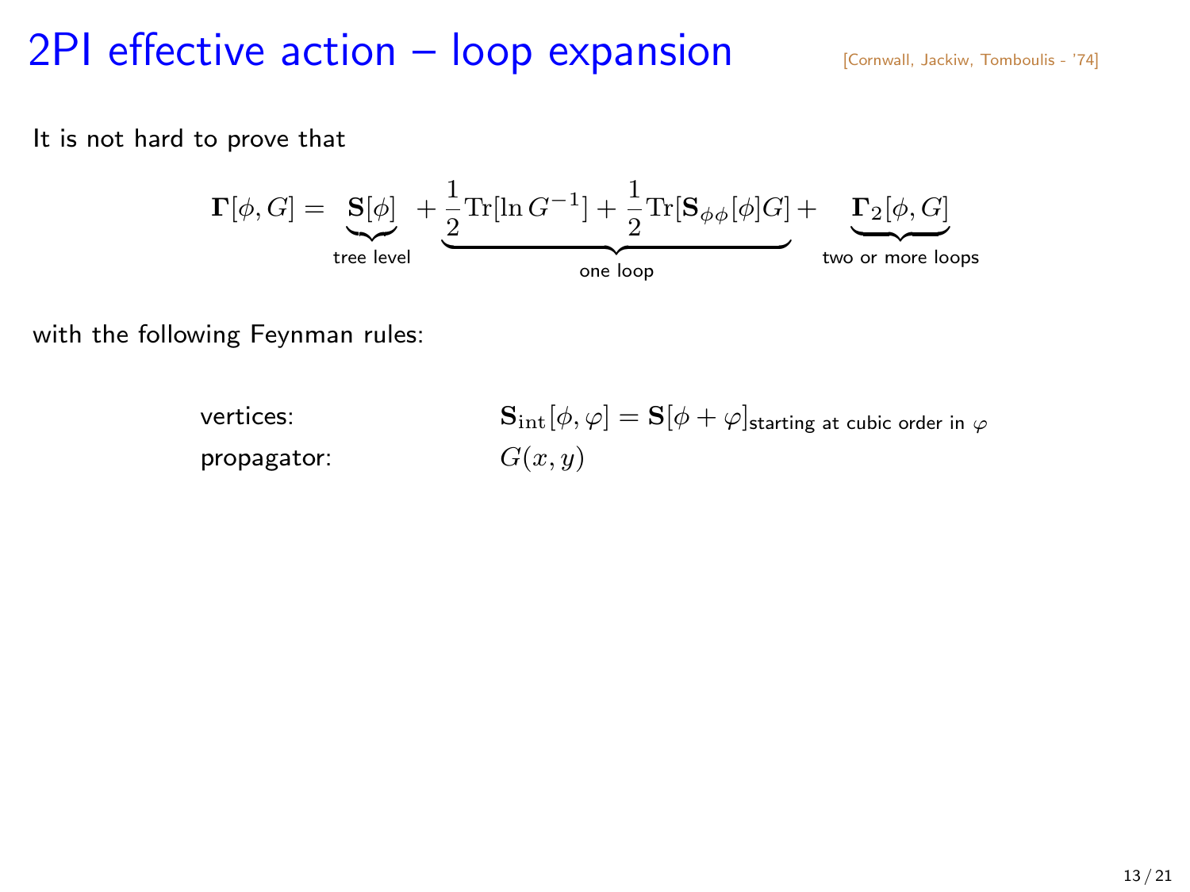# 2PI effective action – loop expansion

[Cornwall, Jackiw, Tomboulis - '74]

It is not hard to prove that

$$\boldsymbol{\Gamma}[\phi, G] = \underbrace{\mathbf{S}[\phi]}_{\text{tree level}} + \underbrace{\frac{1}{2}\mathrm{Tr}[\ln G^{-1}] + \frac{1}{2}\mathrm{Tr}[\mathbf{S}_{\phi\phi}[\phi] G]}_{\text{one loop}} + \underbrace{\boldsymbol{\Gamma}_2[\phi, G]}_{\text{two or more loops}}$$

with the following Feynman rules:

vertices: $\mathbf{S}_{\rm int}[\phi, \varphi] = \mathbf{S}[\phi + \varphi]_{\text{starting at cubic order in } \varphi}$

propagator: $G(x, y)$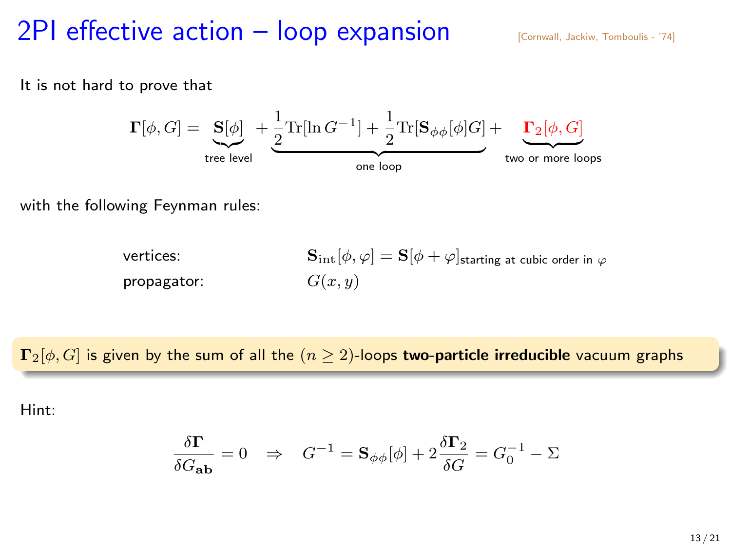# 2PI effective action – loop expansion

[Cornwall, Jackiw, Tomboulis - '74]

It is not hard to prove that

$$\boldsymbol{\Gamma}[\phi, G] = \underbrace{\mathbf{S}[\phi]}_{\text{tree level}} + \underbrace{\frac{1}{2}\mathrm{Tr}[\ln G^{-1}] + \frac{1}{2}\mathrm{Tr}[\mathbf{S}_{\phi\phi}[\phi]G]}_{\text{one loop}} + \underbrace{\boldsymbol{\Gamma}_2[\phi, G]}_{\text{two or more loops}}$$

with the following Feynman rules:

vertices: $\mathbf{S}_{\mathrm{int}}[\phi, \varphi] = \mathbf{S}[\phi + \varphi]_{\text{starting at cubic order in } \varphi}$

propagator: $G(x, y)$

$\boldsymbol{\Gamma}_2[\phi, G]$ is given by the sum of all the $(n \geq 2)$-loops **two-particle irreducible** vacuum graphs

Hint:

$$\frac{\delta \boldsymbol{\Gamma}}{\delta G_{\mathbf{ab}}} = 0 \quad \Rightarrow \quad G^{-1} = \mathbf{S}_{\phi\phi}[\phi] + 2\frac{\delta \boldsymbol{\Gamma}_2}{\delta G} = G_0^{-1} - \Sigma$$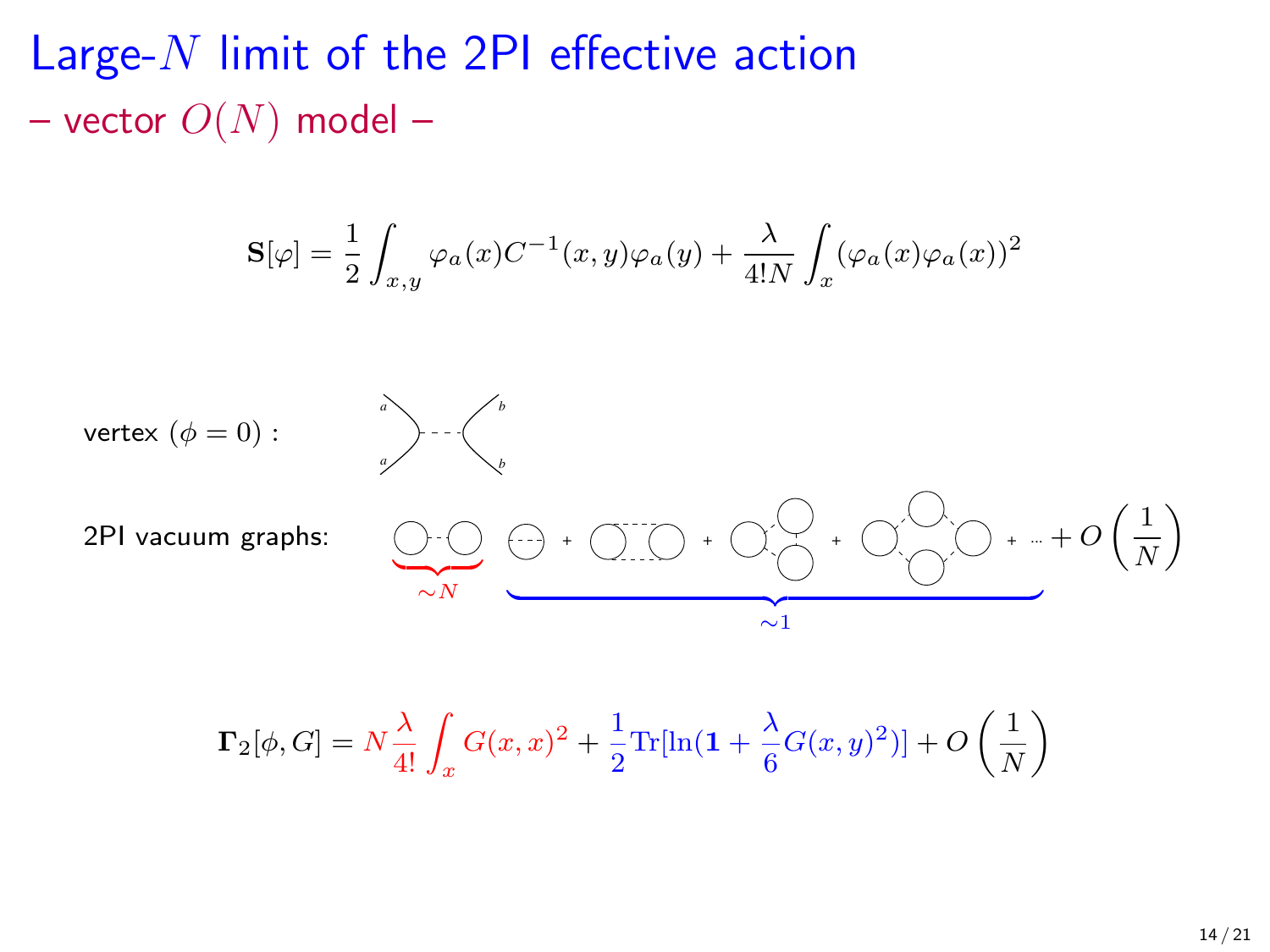# Large-$N$ limit of the 2PI effective action

## – vector $O(N)$ model –

$$\mathbf{S}[\varphi] = \frac{1}{2}\int_{x,y} \varphi_a(x) C^{-1}(x,y)\varphi_a(y) + \frac{\lambda}{4!N}\int_x (\varphi_a(x)\varphi_a(x))^2$$

vertex ($\phi = 0$) :

2PI vacuum graphs: $\sim N$ $\quad$ + + + + ... $+ O\left(\frac{1}{N}\right)$ $\quad \sim 1$

$$\mathbf{\Gamma}_2[\phi, G] = N\frac{\lambda}{4!}\int_x G(x,x)^2 + \frac{1}{2}\mathrm{Tr}[\ln(\mathbf{1} + \frac{\lambda}{6}G(x,y)^2)] + O\left(\frac{1}{N}\right)$$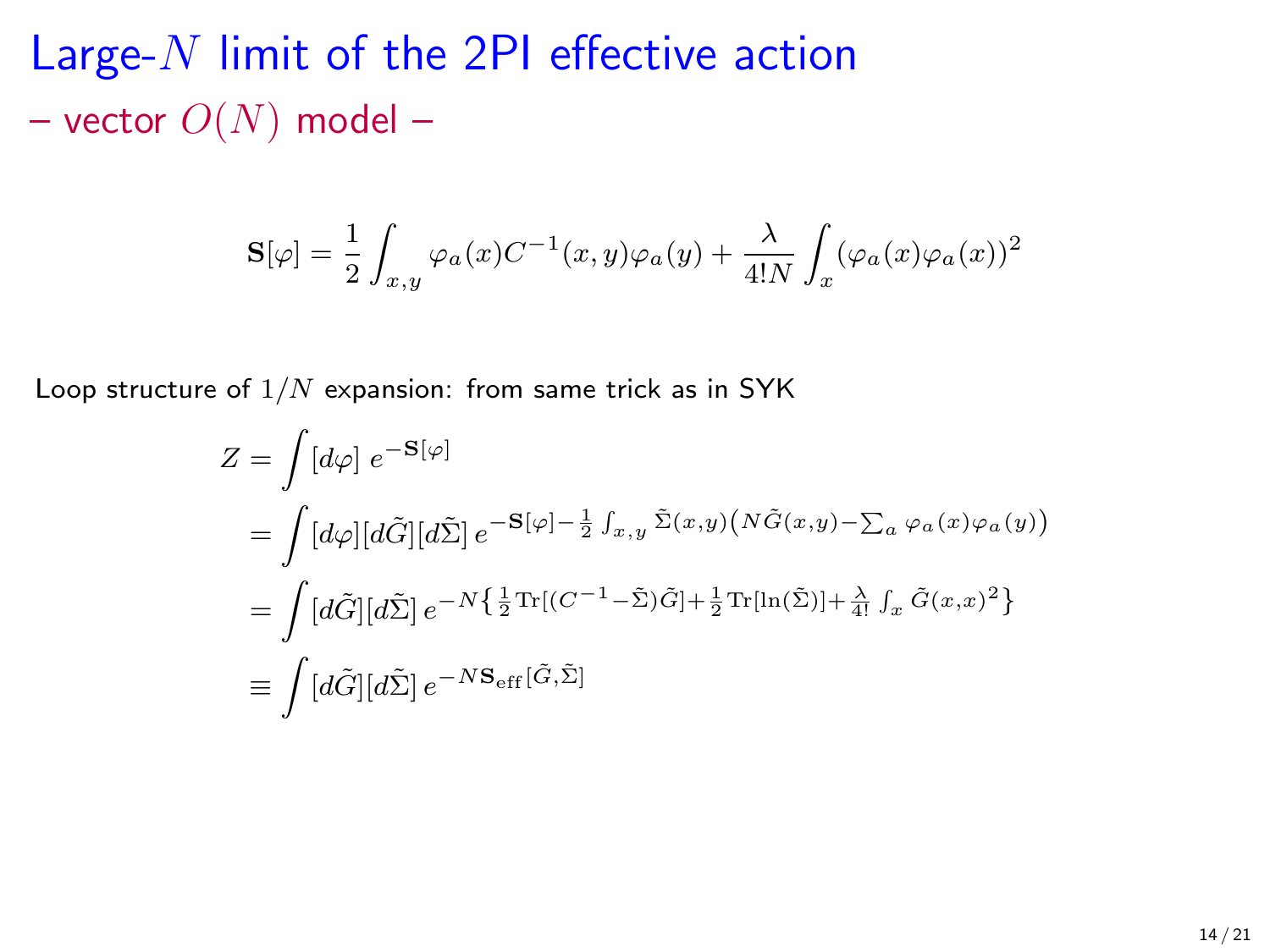# Large-$N$ limit of the 2PI effective action

## – vector $O(N)$ model –

$$\mathbf{S}[\varphi] = \frac{1}{2}\int_{x,y} \varphi_a(x) C^{-1}(x,y)\varphi_a(y) + \frac{\lambda}{4!N}\int_x (\varphi_a(x)\varphi_a(x))^2$$

Loop structure of $1/N$ expansion: from same trick as in SYK

$$\begin{aligned}
Z &= \int [d\varphi]\, e^{-\mathbf{S}[\varphi]} \\
&= \int [d\varphi][d\tilde{G}][d\tilde{\Sigma}]\, e^{-\mathbf{S}[\varphi] - \frac{1}{2}\int_{x,y} \tilde{\Sigma}(x,y)\left(N\tilde{G}(x,y) - \sum_a \varphi_a(x)\varphi_a(y)\right)} \\
&= \int [d\tilde{G}][d\tilde{\Sigma}]\, e^{-N\left\{\frac{1}{2}\mathrm{Tr}[(C^{-1}-\tilde{\Sigma})\tilde{G}] + \frac{1}{2}\mathrm{Tr}[\ln(\tilde{\Sigma})] + \frac{\lambda}{4!}\int_x \tilde{G}(x,x)^2\right\}} \\
&\equiv \int [d\tilde{G}][d\tilde{\Sigma}]\, e^{-N\mathbf{S}_{\mathrm{eff}}[\tilde{G},\tilde{\Sigma}]}
\end{aligned}$$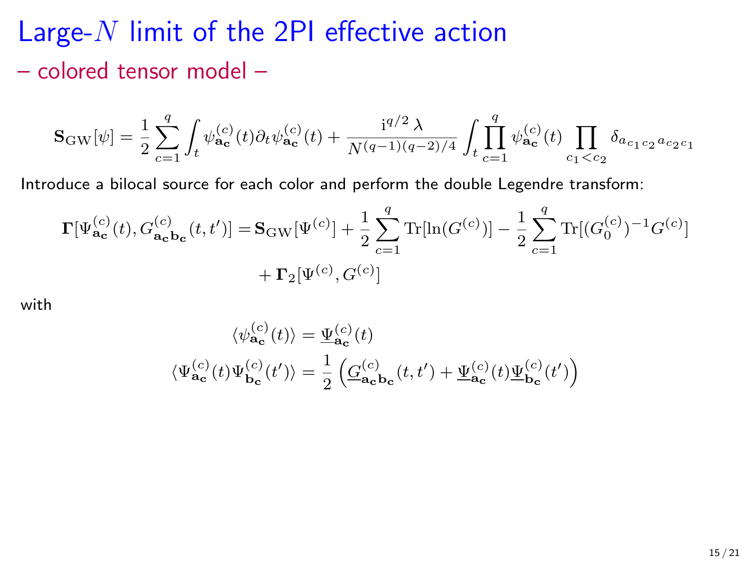# Large-$N$ limit of the 2PI effective action

## – colored tensor model –

$$\mathbf{S}_{\mathrm{GW}}[\psi] = \frac{1}{2}\sum_{c=1}^{q}\int_t \psi^{(c)}_{\mathbf{a_c}}(t)\partial_t \psi^{(c)}_{\mathbf{a_c}}(t) + \frac{\mathrm{i}^{q/2}\,\lambda}{N^{(q-1)(q-2)/4}}\int_t \prod_{c=1}^{q}\psi^{(c)}_{\mathbf{a_c}}(t)\prod_{c_1<c_2}\delta_{a_{c_1 c_2}a_{c_2 c_1}}$$

Introduce a bilocal source for each color and perform the double Legendre transform:

$$\mathbf{\Gamma}[\Psi^{(c)}_{\mathbf{a_c}}(t), G^{(c)}_{\mathbf{a_c}\mathbf{b_c}}(t,t')] = \mathbf{S}_{\mathrm{GW}}[\Psi^{(c)}] + \frac{1}{2}\sum_{c=1}^{q}\mathrm{Tr}[\ln(G^{(c)})] - \frac{1}{2}\sum_{c=1}^{q}\mathrm{Tr}[(G_0^{(c)})^{-1}G^{(c)}] + \mathbf{\Gamma}_2[\Psi^{(c)}, G^{(c)}]$$

with

$$\langle \psi^{(c)}_{\mathbf{a_c}}(t)\rangle = \underline{\Psi}^{(c)}_{\mathbf{a_c}}(t)$$

$$\langle \Psi^{(c)}_{\mathbf{a_c}}(t)\Psi^{(c)}_{\mathbf{b_c}}(t')\rangle = \frac{1}{2}\left(\underline{G}^{(c)}_{\mathbf{a_c}\mathbf{b_c}}(t,t') + \underline{\Psi}^{(c)}_{\mathbf{a_c}}(t)\underline{\Psi}^{(c)}_{\mathbf{b_c}}(t')\right)$$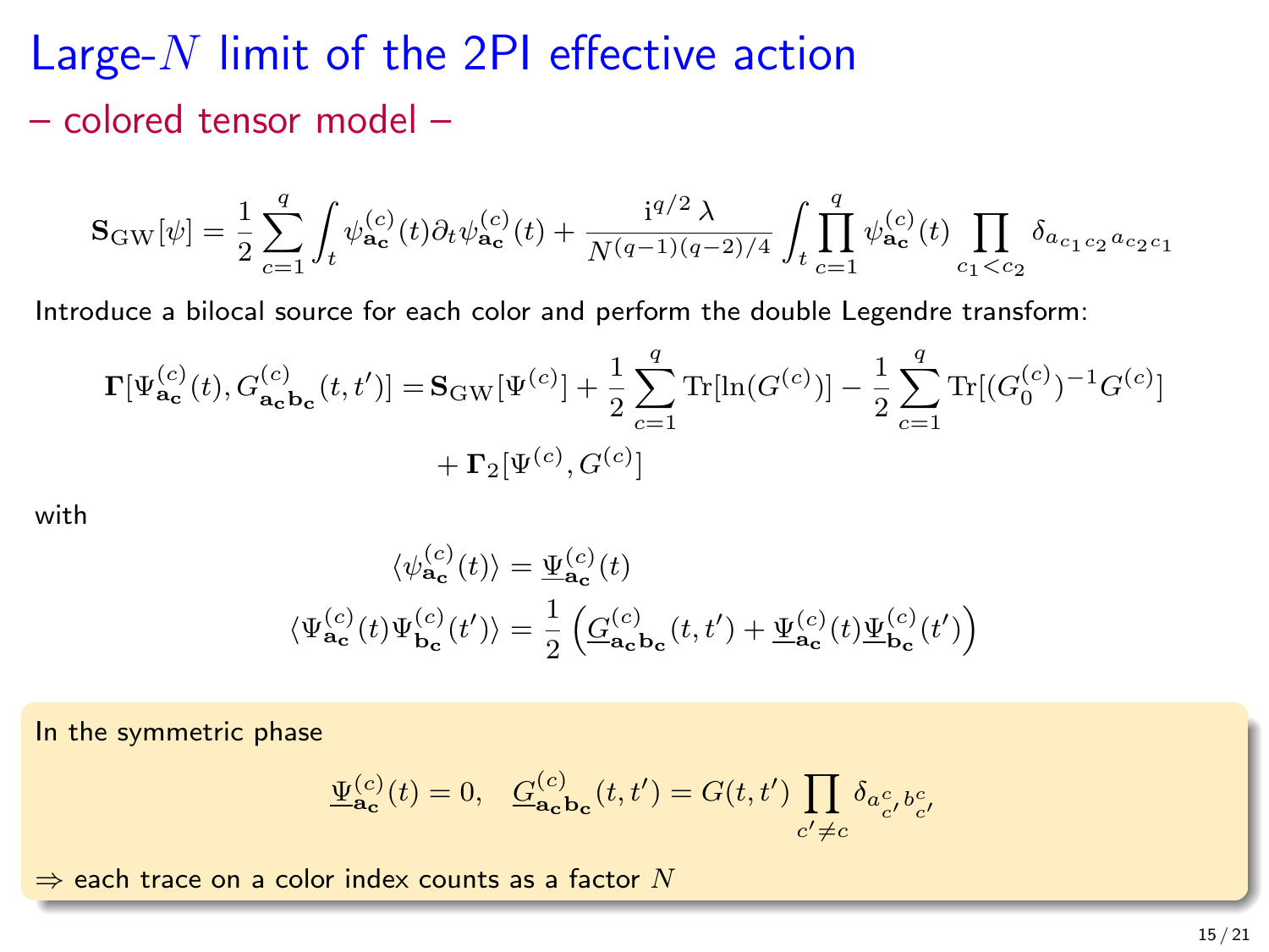# Large-$N$ limit of the 2PI effective action

## – colored tensor model –

$$\mathbf{S}_{\rm GW}[\psi] = \frac{1}{2}\sum_{c=1}^{q}\int_t \psi^{(c)}_{\mathbf{a_c}}(t)\partial_t\psi^{(c)}_{\mathbf{a_c}}(t) + \frac{\mathrm{i}^{q/2}\,\lambda}{N^{(q-1)(q-2)/4}}\int_t \prod_{c=1}^{q}\psi^{(c)}_{\mathbf{a_c}}(t)\prod_{c_1<c_2}\delta_{a_{c_1 c_2}a_{c_2 c_1}}$$

Introduce a bilocal source for each color and perform the double Legendre transform:

$$\mathbf{\Gamma}[\Psi^{(c)}_{\mathbf{a_c}}(t), G^{(c)}_{\mathbf{a_c}\mathbf{b_c}}(t,t')] = \mathbf{S}_{\rm GW}[\Psi^{(c)}] + \frac{1}{2}\sum_{c=1}^{q}\mathrm{Tr}[\ln(G^{(c)})] - \frac{1}{2}\sum_{c=1}^{q}\mathrm{Tr}[(G_0^{(c)})^{-1}G^{(c)}] + \mathbf{\Gamma}_2[\Psi^{(c)}, G^{(c)}]$$

with

$$\langle\psi^{(c)}_{\mathbf{a_c}}(t)\rangle = \underline{\Psi}^{(c)}_{\mathbf{a_c}}(t)$$

$$\langle\Psi^{(c)}_{\mathbf{a_c}}(t)\Psi^{(c)}_{\mathbf{b_c}}(t')\rangle = \frac{1}{2}\left(\underline{G}^{(c)}_{\mathbf{a_c}\mathbf{b_c}}(t,t') + \underline{\Psi}^{(c)}_{\mathbf{a_c}}(t)\underline{\Psi}^{(c)}_{\mathbf{b_c}}(t')\right)$$

In the symmetric phase

$$\underline{\Psi}^{(c)}_{\mathbf{a_c}}(t) = 0, \quad \underline{G}^{(c)}_{\mathbf{a_c}\mathbf{b_c}}(t,t') = G(t,t')\prod_{c'\neq c}\delta_{a^c_{c'},b^c_{c'}}$$

$\Rightarrow$ each trace on a color index counts as a factor $N$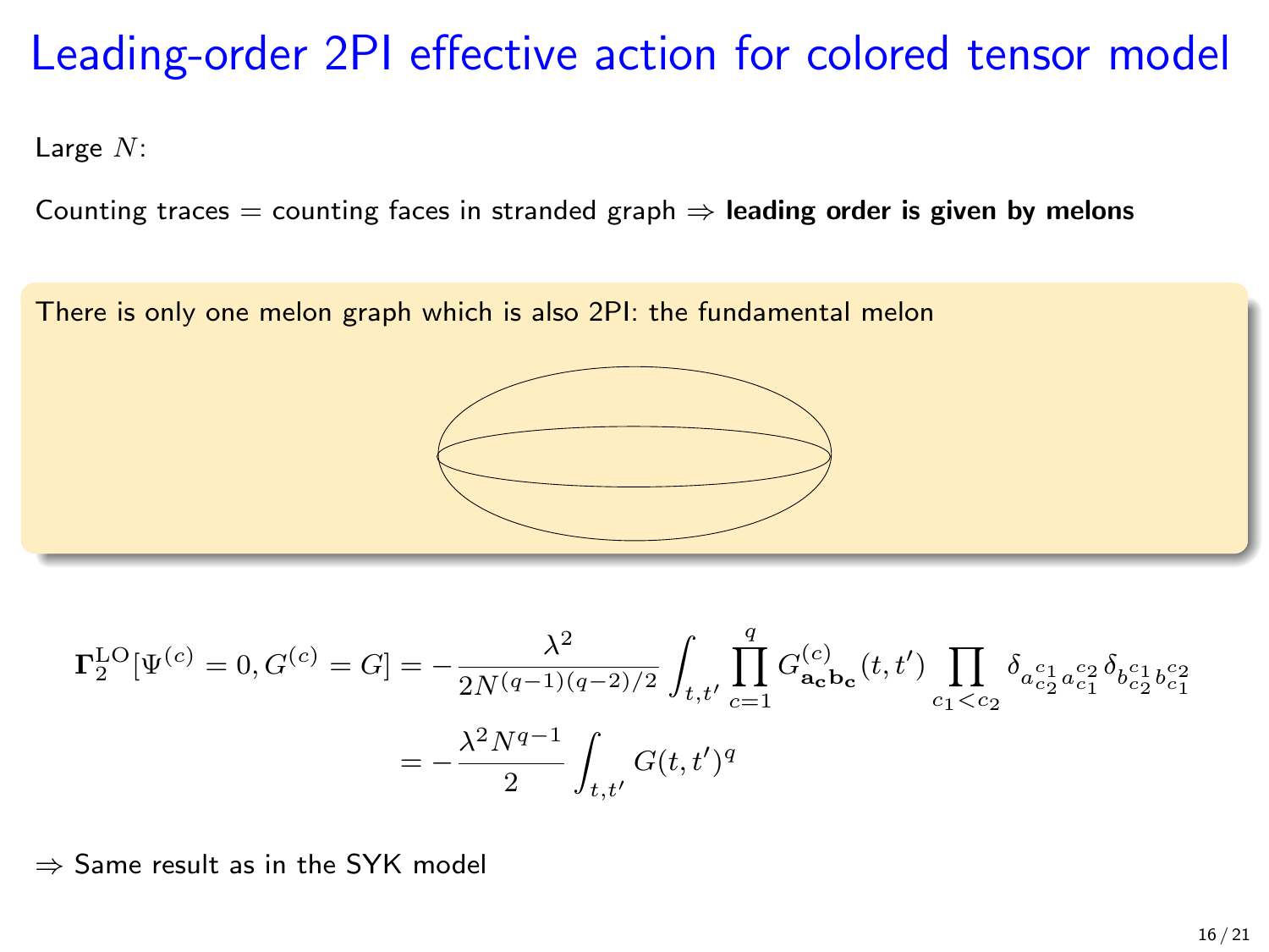# Leading-order 2PI effective action for colored tensor model

Large $N$:

Counting traces = counting faces in stranded graph ⇒ **leading order is given by melons**

There is only one melon graph which is also 2PI: the fundamental melon

$$
\begin{aligned}
\boldsymbol{\Gamma}_2^{\mathrm{LO}}[\Psi^{(c)} = 0, G^{(c)} = G] &= -\frac{\lambda^2}{2N^{(q-1)(q-2)/2}} \int_{t,t'} \prod_{c=1}^{q} G^{(c)}_{\mathbf{a_c b_c}}(t,t') \prod_{c_1 < c_2} \delta_{a^{c_1}_{c_2} a^{c_2}_{c_1}} \delta_{b^{c_1}_{c_2} b^{c_2}_{c_1}} \\
&= -\frac{\lambda^2 N^{q-1}}{2} \int_{t,t'} G(t,t')^q
\end{aligned}
$$

⇒ Same result as in the SYK model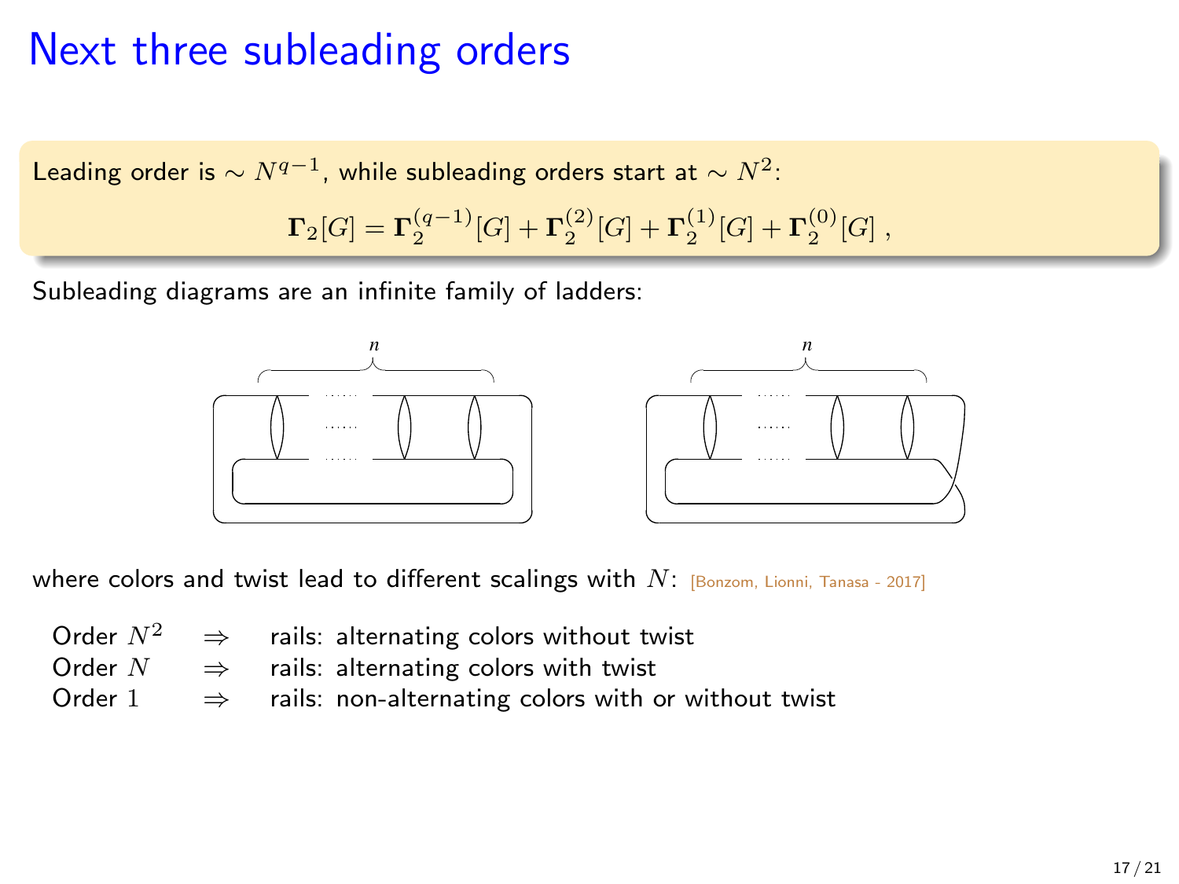# Next three subleading orders

Leading order is $\sim N^{q-1}$, while subleading orders start at $\sim N^2$:

$$\mathbf{\Gamma}_2[G] = \mathbf{\Gamma}_2^{(q-1)}[G] + \mathbf{\Gamma}_2^{(2)}[G] + \mathbf{\Gamma}_2^{(1)}[G] + \mathbf{\Gamma}_2^{(0)}[G] \,,$$

Subleading diagrams are an infinite family of ladders:

where colors and twist lead to different scalings with $N$: [Bonzom, Lionni, Tanasa - 2017]

| | | |
|---|---|---|
| Order $N^2$ | $\Rightarrow$ | rails: alternating colors without twist |
| Order $N$ | $\Rightarrow$ | rails: alternating colors with twist |
| Order $1$ | $\Rightarrow$ | rails: non-alternating colors with or without twist |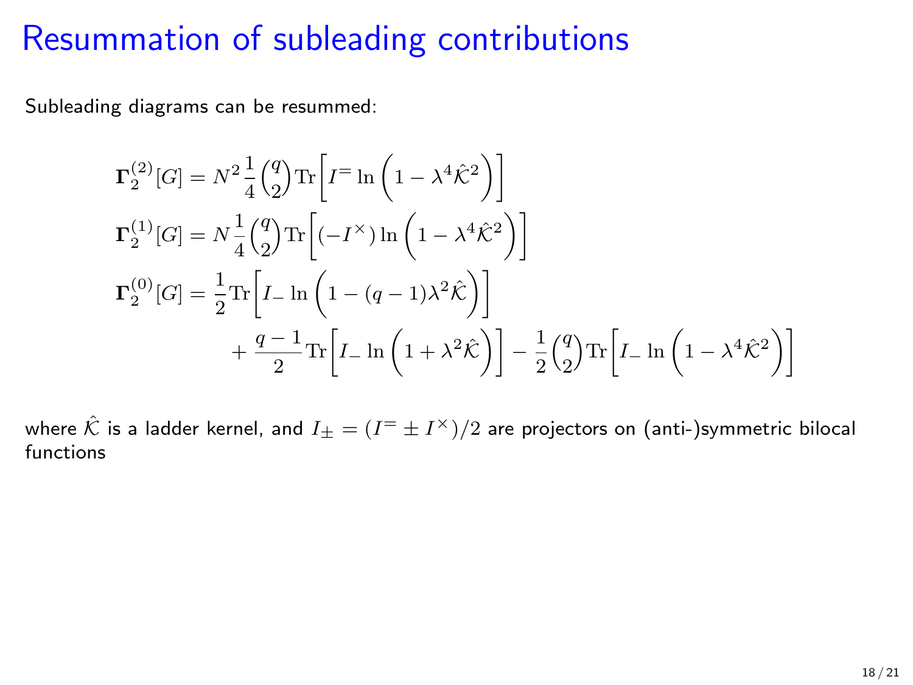# Resummation of subleading contributions

Subleading diagrams can be resummed:

$$
\begin{aligned}
\mathbf{\Gamma}_2^{(2)}[G] &= N^2 \frac{1}{4}\binom{q}{2} \mathrm{Tr}\left[ I^{=} \ln\left(1 - \lambda^4 \hat{\mathcal{K}}^2\right)\right] \\
\mathbf{\Gamma}_2^{(1)}[G] &= N \frac{1}{4}\binom{q}{2} \mathrm{Tr}\left[ (-I^{\times}) \ln\left(1 - \lambda^4 \hat{\mathcal{K}}^2\right)\right] \\
\mathbf{\Gamma}_2^{(0)}[G] &= \frac{1}{2} \mathrm{Tr}\left[ I_{-} \ln\left(1 - (q-1)\lambda^2 \hat{\mathcal{K}}\right)\right] \\
&\qquad + \frac{q-1}{2} \mathrm{Tr}\left[ I_{-} \ln\left(1 + \lambda^2 \hat{\mathcal{K}}\right)\right] - \frac{1}{2}\binom{q}{2} \mathrm{Tr}\left[ I_{-} \ln\left(1 - \lambda^4 \hat{\mathcal{K}}^2\right)\right]
\end{aligned}
$$

where $\hat{\mathcal{K}}$ is a ladder kernel, and $I_{\pm} = (I^{=} \pm I^{\times})/2$ are projectors on (anti-)symmetric bilocal functions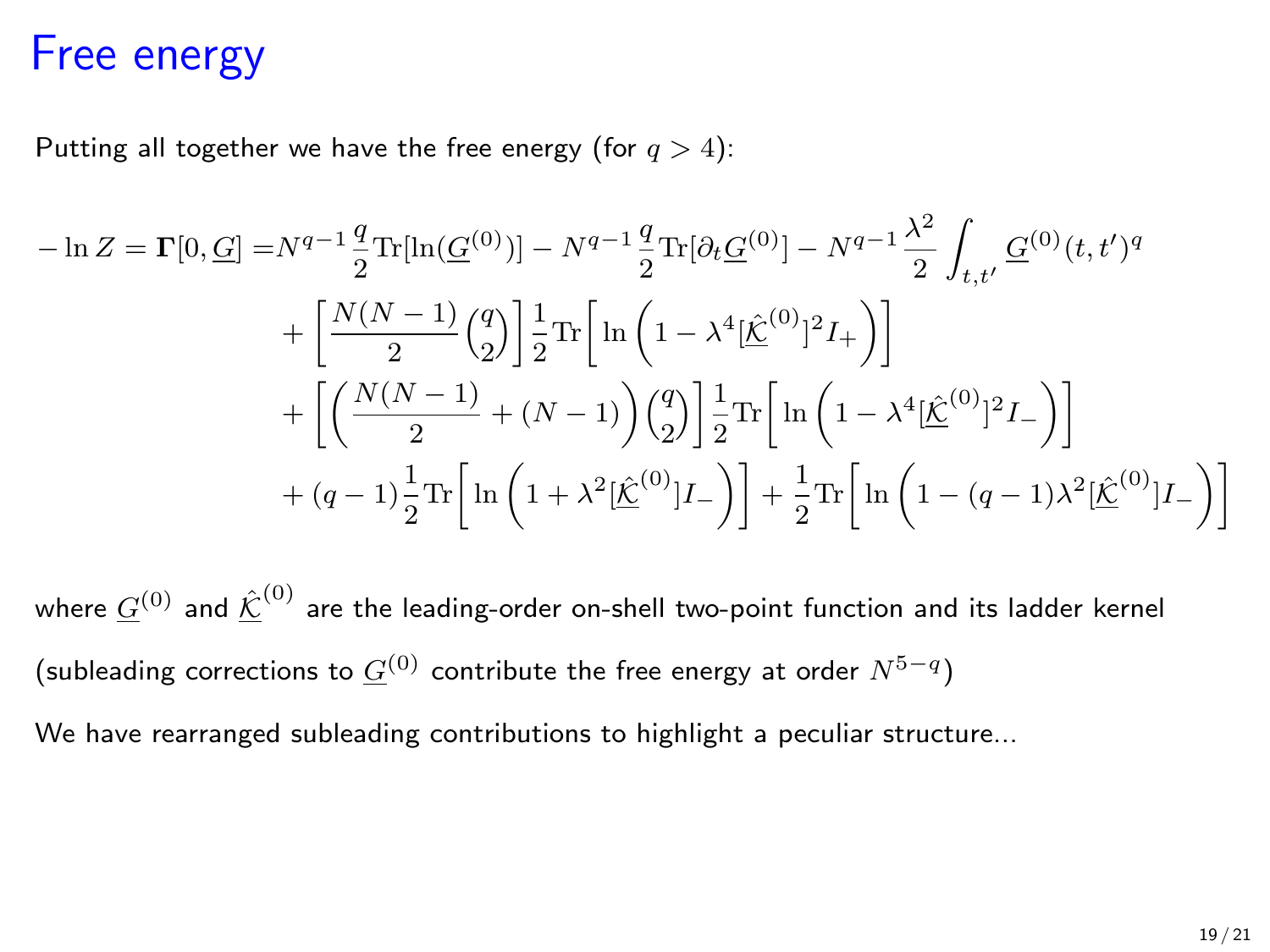# Free energy

Putting all together we have the free energy (for $q > 4$):

$$
\begin{aligned}
-\ln Z = \mathbf{\Gamma}[0, \underline{G}] =& N^{q-1}\frac{q}{2}\mathrm{Tr}[\ln(\underline{G}^{(0)})] - N^{q-1}\frac{q}{2}\mathrm{Tr}[\partial_t \underline{G}^{(0)}] - N^{q-1}\frac{\lambda^2}{2}\int_{t,t'} \underline{G}^{(0)}(t,t')^q \\
&+ \left[\frac{N(N-1)}{2}\binom{q}{2}\right]\frac{1}{2}\mathrm{Tr}\left[\ln\left(1 - \lambda^4[\underline{\hat{\mathcal{K}}}^{(0)}]^2 I_+\right)\right] \\
&+ \left[\left(\frac{N(N-1)}{2} + (N-1)\right)\binom{q}{2}\right]\frac{1}{2}\mathrm{Tr}\left[\ln\left(1 - \lambda^4[\underline{\hat{\mathcal{K}}}^{(0)}]^2 I_-\right)\right] \\
&+ (q-1)\frac{1}{2}\mathrm{Tr}\left[\ln\left(1 + \lambda^2[\underline{\hat{\mathcal{K}}}^{(0)}]I_-\right)\right] + \frac{1}{2}\mathrm{Tr}\left[\ln\left(1 - (q-1)\lambda^2[\underline{\hat{\mathcal{K}}}^{(0)}]I_-\right)\right]
\end{aligned}
$$

where $\underline{G}^{(0)}$ and $\underline{\hat{\mathcal{K}}}^{(0)}$ are the leading-order on-shell two-point function and its ladder kernel

(subleading corrections to $\underline{G}^{(0)}$ contribute the free energy at order $N^{5-q}$)

We have rearranged subleading contributions to highlight a peculiar structure...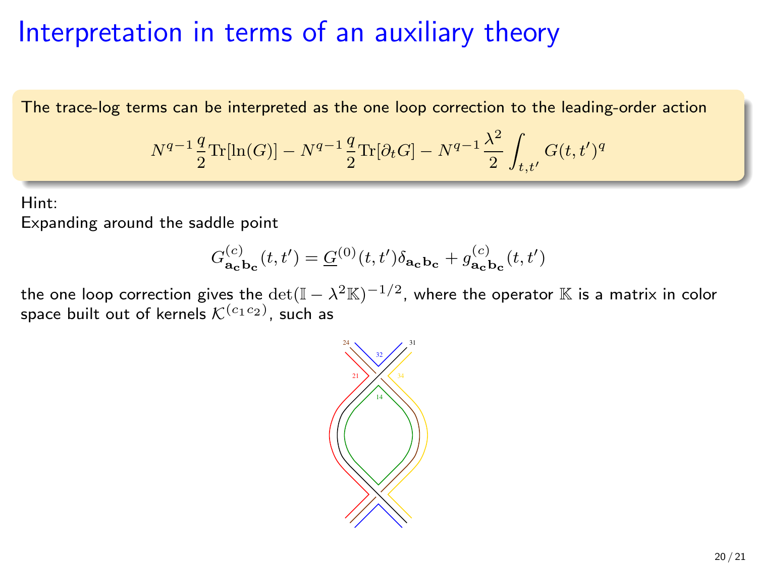# Interpretation in terms of an auxiliary theory

The trace-log terms can be interpreted as the one loop correction to the leading-order action

$$N^{q-1}\frac{q}{2}\mathrm{Tr}[\ln(G)] - N^{q-1}\frac{q}{2}\mathrm{Tr}[\partial_t G] - N^{q-1}\frac{\lambda^2}{2}\int_{t,t'} G(t,t')^q$$

Hint:
Expanding around the saddle point

$$G^{(c)}_{\mathbf{a_c b_c}}(t,t') = \underline{G}^{(0)}(t,t')\delta_{\mathbf{a_c b_c}} + g^{(c)}_{\mathbf{a_c b_c}}(t,t')$$

the one loop correction gives the $\det(\mathbb{I} - \lambda^2\mathbb{K})^{-1/2}$, where the operator $\mathbb{K}$ is a matrix in color space built out of kernels $\mathcal{K}^{(c_1 c_2)}$, such as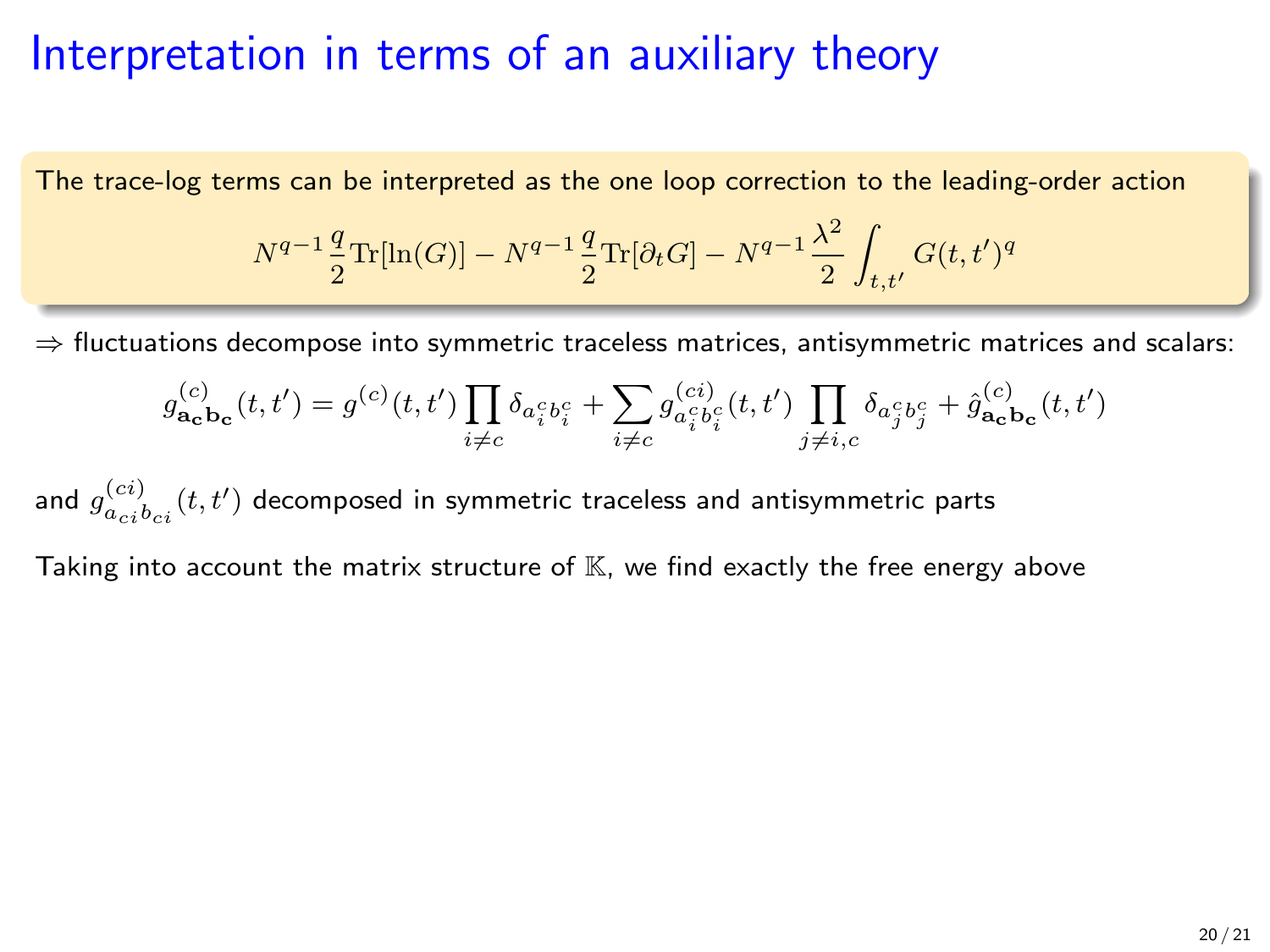# Interpretation in terms of an auxiliary theory

The trace-log terms can be interpreted as the one loop correction to the leading-order action

$$N^{q-1}\frac{q}{2}\mathrm{Tr}[\ln(G)] - N^{q-1}\frac{q}{2}\mathrm{Tr}[\partial_t G] - N^{q-1}\frac{\lambda^2}{2}\int_{t,t'} G(t,t')^q$$

$\Rightarrow$ fluctuations decompose into symmetric traceless matrices, antisymmetric matrices and scalars:

$$g^{(c)}_{\mathbf{a_c b_c}}(t,t') = g^{(c)}(t,t')\prod_{i\neq c}\delta_{a^c_i b^c_i} + \sum_{i\neq c} g^{(ci)}_{a^c_i b^c_i}(t,t')\prod_{j\neq i,c}\delta_{a^c_j b^c_j} + \hat{g}^{(c)}_{\mathbf{a_c b_c}}(t,t')$$

and $g^{(ci)}_{a_{ci} b_{ci}}(t,t')$ decomposed in symmetric traceless and antisymmetric parts

Taking into account the matrix structure of $\mathbb{K}$, we find exactly the free energy above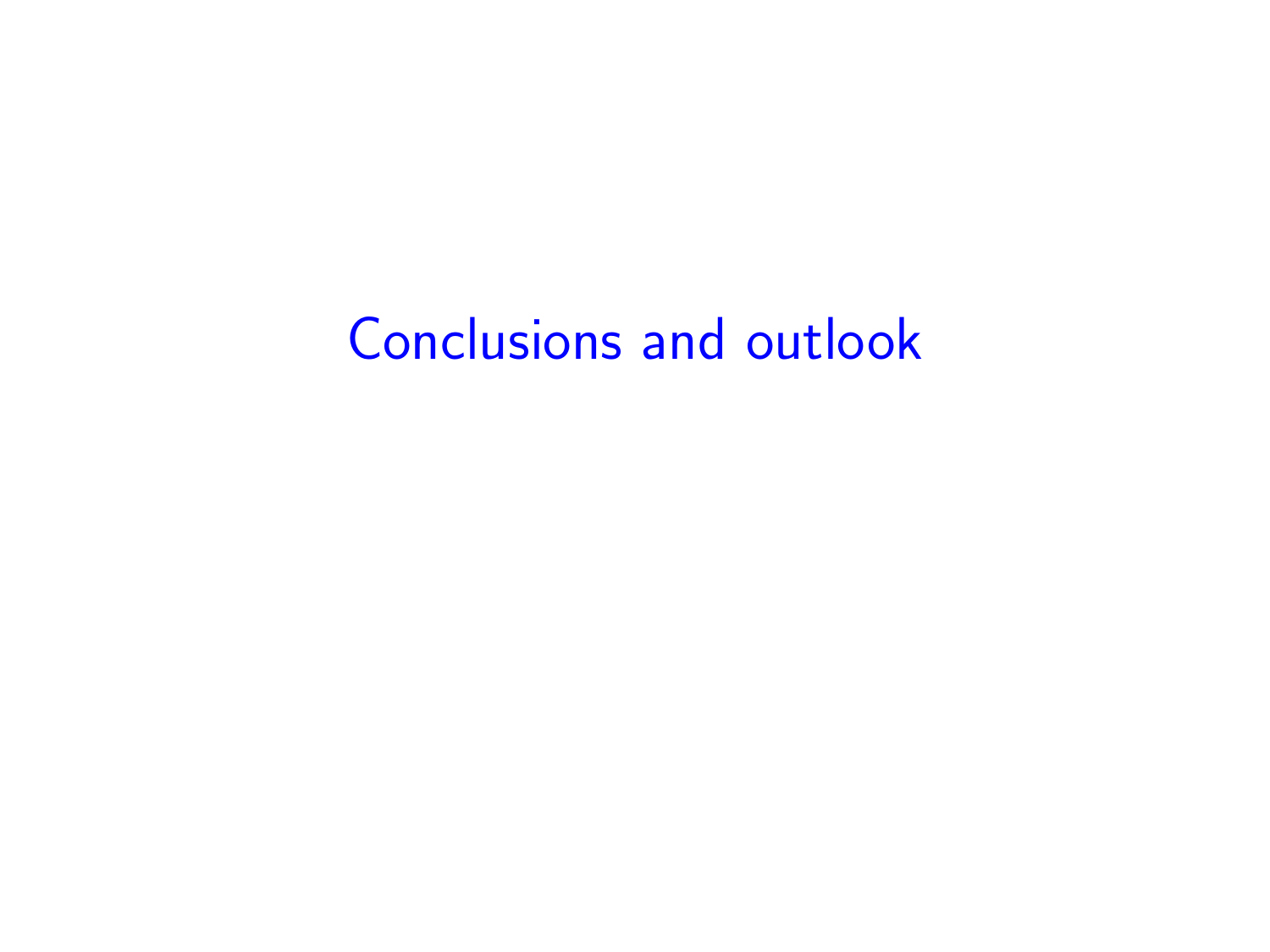# Conclusions and outlook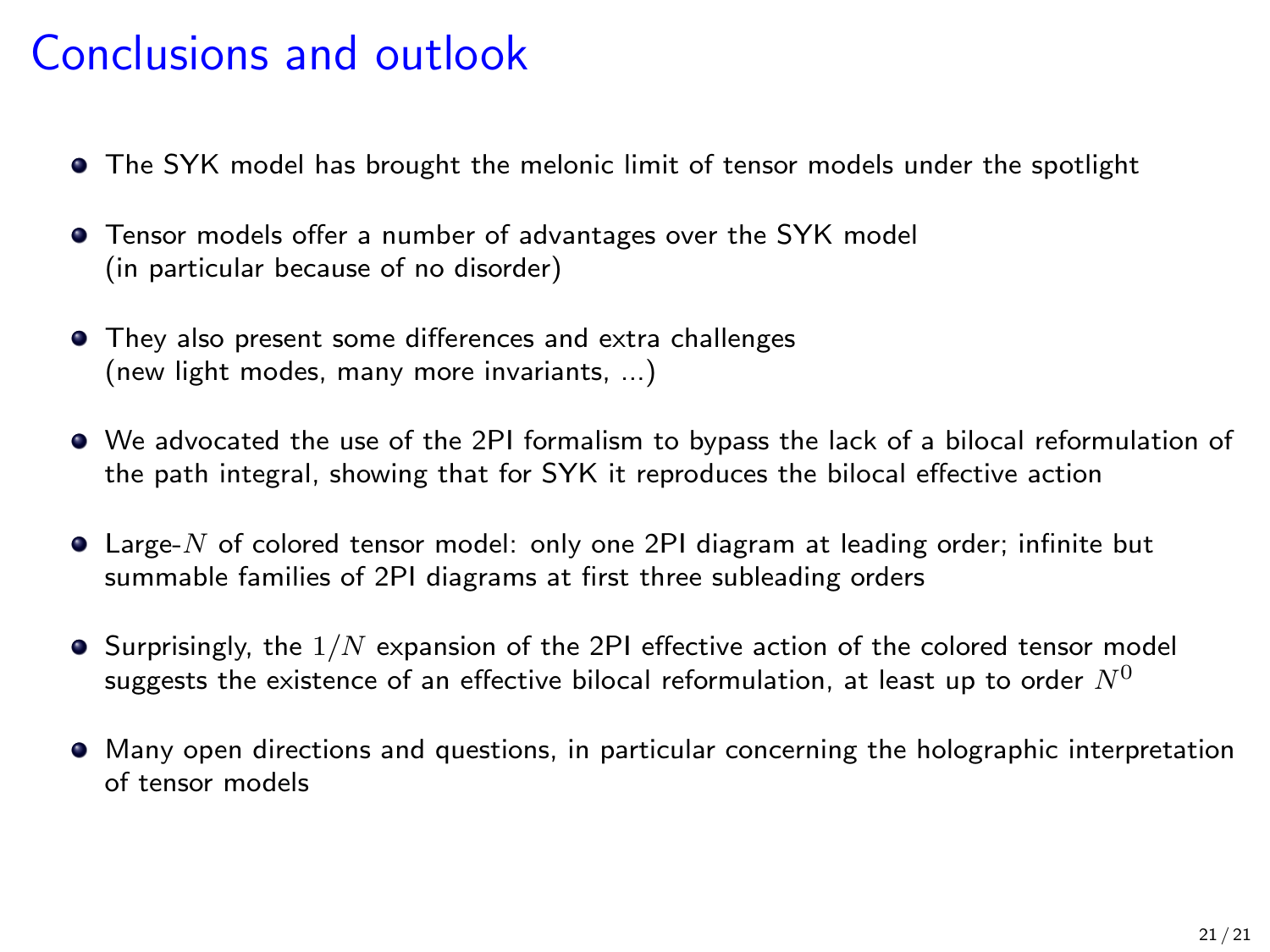# Conclusions and outlook

- The SYK model has brought the melonic limit of tensor models under the spotlight
- Tensor models offer a number of advantages over the SYK model (in particular because of no disorder)
- They also present some differences and extra challenges (new light modes, many more invariants, ...)
- We advocated the use of the 2PI formalism to bypass the lack of a bilocal reformulation of the path integral, showing that for SYK it reproduces the bilocal effective action
- Large-$N$ of colored tensor model: only one 2PI diagram at leading order; infinite but summable families of 2PI diagrams at first three subleading orders
- Surprisingly, the $1/N$ expansion of the 2PI effective action of the colored tensor model suggests the existence of an effective bilocal reformulation, at least up to order $N^0$
- Many open directions and questions, in particular concerning the holographic interpretation of tensor models